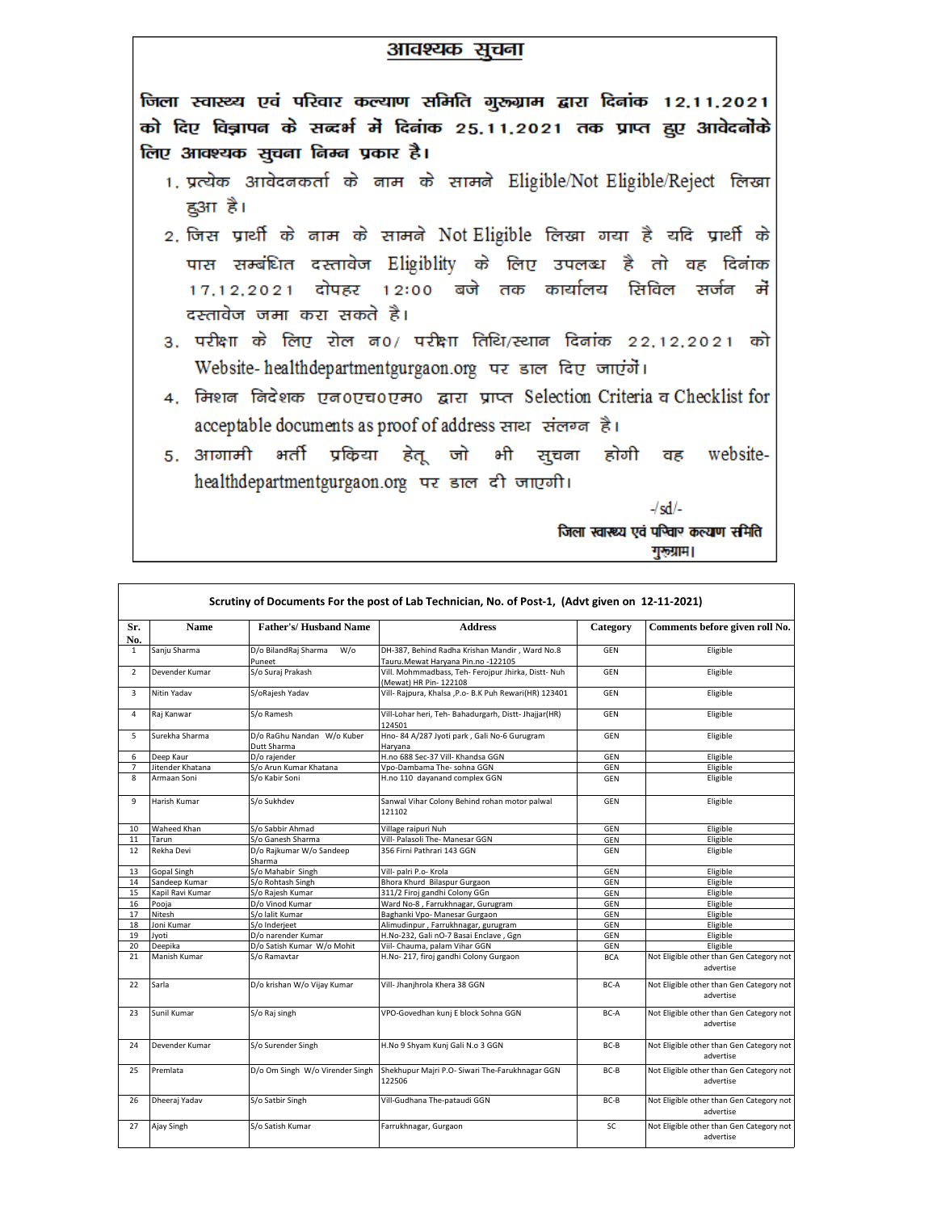# आवश्यक सुचना

**जिला स्वास्थ्य एवं परिवार कल्याण समिति गुरुग्राम द्वारा दिनांक 12.11.2021 को दिए विज्ञापन के सन्दर्भ में दिनांक 25.11.2021 तक प्राप्त हुए आवेदनोंके लिए आवश्यक सुचना निम्न प्रकार है।**

1. प्रत्येक आवेदनकर्ता के नाम के सामने Eligible/Not Eligible/Reject लिखा हुआ है।
2. जिस प्रार्थी के नाम के सामने Not Eligible लिखा गया है यदि प्रार्थी के पास सम्बंधित दस्तावेज Eligiblity के लिए उपलब्ध है तो वह दिनांक 17.12.2021 दोपहर 12:00 बजे तक कार्यालय सिविल सर्जन में दस्तावेज जमा करा सकते है।
3. परीक्षा के लिए रोल न0/ परीक्षा तिथि/स्थान दिनांक 22.12.2021 को Website- healthdepartmentgurgaon.org पर डाल दिए जाएंगें।
4. मिशन निदेशक एन0एच0एम0 द्वारा प्राप्त Selection Criteria व Checklist for acceptable documents as proof of address साथ संलग्न है।
5. आगामी भर्ती प्रकिया हेतू जो भी सुचना होगी वह website- healthdepartmentgurgaon.org पर डाल दी जाएगी।

-/sd/-

**जिला स्वास्थ्य एवं परिवार कल्याण समिति गुरुग्राम।**

**Scrutiny of Documents For the post of Lab Technician, No. of Post-1, (Advt given on 12-11-2021)**

| Sr. No. | Name | Father's/ Husband Name | Address | Category | Comments before given roll No. |
|---|---|---|---|---|---|
| 1 | Sanju Sharma | D/o BilandRaj Sharma W/o Puneet | DH-387, Behind Radha Krishan Mandir , Ward No.8 Tauru.Mewat Haryana Pin.no -122105 | GEN | Eligible |
| 2 | Devender Kumar | S/o Suraj Prakash | Vill. Mohmmadbass, Teh- Ferojpur Jhirka, Distt- Nuh (Mewat) HR Pin- 122108 | GEN | Eligible |
| 3 | Nitin Yadav | S/oRajesh Yadav | Vill- Rajpura, Khalsa ,P.o- B.K Puh Rewari(HR) 123401 | GEN | Eligible |
| 4 | Raj Kanwar | S/o Ramesh | Vill-Lohar heri, Teh- Bahadurgarh, Distt- Jhajjar(HR) 124501 | GEN | Eligible |
| 5 | Surekha Sharma | D/o RaGhu Nandan W/o Kuber Dutt Sharma | Hno- 84 A/287 Jyoti park , Gali No-6 Gurugram Haryana | GEN | Eligible |
| 6 | Deep Kaur | D/o rajender | H.no 688 Sec-37 Vill- Khandsa GGN | GEN | Eligible |
| 7 | Jitender Khatana | S/o Arun Kumar Khatana | Vpo-Dambama The- sohna GGN | GEN | Eligible |
| 8 | Armaan Soni | S/o Kabir Soni | H.no 110 dayanand complex GGN | GEN | Eligible |
| 9 | Harish Kumar | S/o Sukhdev | Sanwal Vihar Colony Behind rohan motor palwal 121102 | GEN | Eligible |
| 10 | Waheed Khan | S/o Sabbir Ahmad | Village raipuri Nuh | GEN | Eligible |
| 11 | Tarun | S/o Ganesh Sharma | Vill- Palasoli The- Manesar GGN | GEN | Eligible |
| 12 | Rekha Devi | D/o Rajkumar W/o Sandeep Sharma | 356 Firni Pathrari 143 GGN | GEN | Eligible |
| 13 | Gopal Singh | S/o Mahabir Singh | Vill- palri P.o- Krola | GEN | Eligible |
| 14 | Sandeep Kumar | S/o Rohtash Singh | Bhora Khurd Bilaspur Gurgaon | GEN | Eligible |
| 15 | Kapil Ravi Kumar | S/o Rajesh Kumar | 311/2 Firoj gandhi Colony GGN | GEN | Eligible |
| 16 | Pooja | D/o Vinod Kumar | Ward No-8 , Farrukhnagar, Gurugram | GEN | Eligible |
| 17 | Nitesh | S/o lalit Kumar | Baghanki Vpo- Manesar Gurgaon | GEN | Eligible |
| 18 | Joni Kumar | S/o Inderjeet | Alimudinpur , Farrukhnagar, gurugram | GEN | Eligible |
| 19 | Jyoti | D/o narender Kumar | H.No-232, Gali nO-7 Basai Enclave , Ggn | GEN | Eligible |
| 20 | Deepika | D/o Satish Kumar W/o Mohit | Viil- Chauma, palam Vihar GGN | GEN | Eligible |
| 21 | Manish Kumar | S/o Ramavtar | H.No- 217, firoj gandhi Colony Gurgaon | BCA | Not Eligible other than Gen Category not advertise |
| 22 | Sarla | D/o krishan W/o Vijay Kumar | Vill- Jhanjhrola Khera 38 GGN | BC-A | Not Eligible other than Gen Category not advertise |
| 23 | Sunil Kumar | S/o Raj singh | VPO-Govedhan kunj E block Sohna GGN | BC-A | Not Eligible other than Gen Category not advertise |
| 24 | Devender Kumar | S/o Surender Singh | H.No 9 Shyam Kunj Gali N.o 3 GGN | BC-B | Not Eligible other than Gen Category not advertise |
| 25 | Premlata | D/o Om Singh W/o Virender Singh | Shekhupur Majri P.O- Siwari The-Farukhnagar GGN 122506 | BC-B | Not Eligible other than Gen Category not advertise |
| 26 | Dheeraj Yadav | S/o Satbir Singh | Vill-Gudhana The-pataudi GGN | BC-B | Not Eligible other than Gen Category not advertise |
| 27 | Ajay Singh | S/o Satish Kumar | Farrukhnagar, Gurgaon | SC | Not Eligible other than Gen Category not advertise |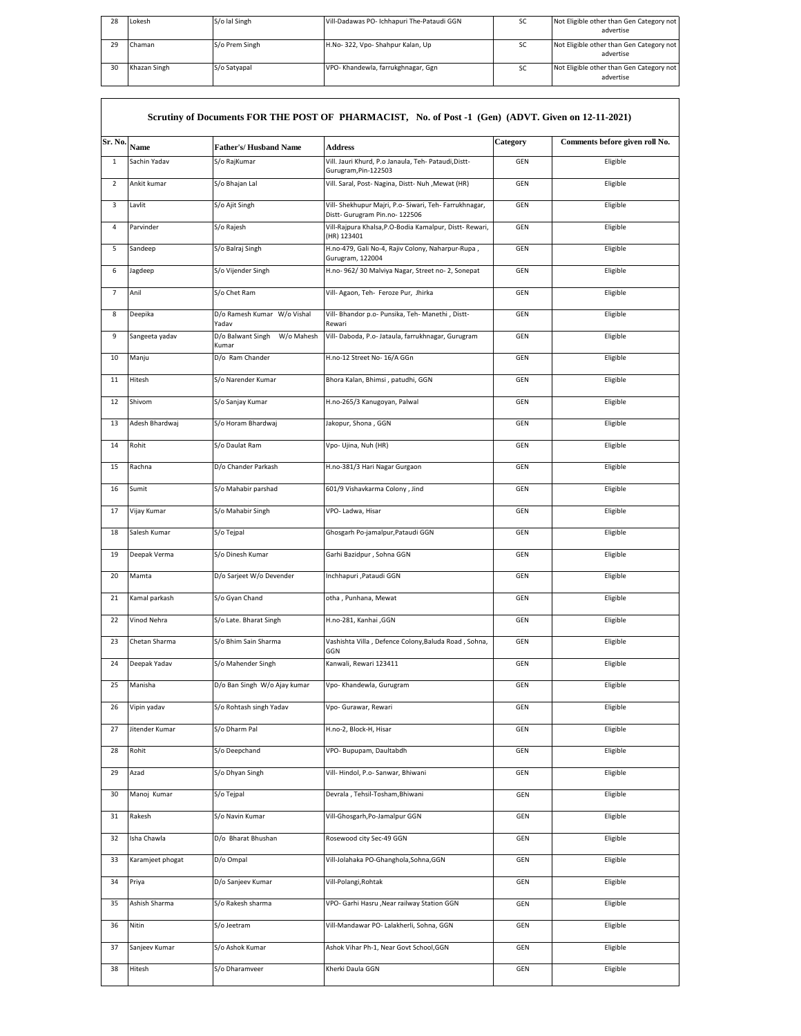| 28 | Lokesh | S/o lal Singh | Vill-Dadawas PO- Ichhapuri The-Pataudi GGN | SC | Not Eligible other than Gen Category not advertise |
|---|---|---|---|---|---|
| 29 | Chaman | S/o Prem Singh | H.No- 322, Vpo- Shahpur Kalan, Up | SC | Not Eligible other than Gen Category not advertise |
| 30 | Khazan Singh | S/o Satyapal | VPO- Khandewla, farrukhgnagar, Ggn | SC | Not Eligible other than Gen Category not advertise |

## Scrutiny of Documents FOR THE POST OF PHARMACIST, No. of Post -1 (Gen) (ADVT. Given on 12-11-2021)

| Sr. No. | Name | Father's/ Husband Name | Address | Category | Comments before given roll No. |
|---|---|---|---|---|---|
| 1 | Sachin Yadav | S/o RajKumar | Vill. Jauri Khurd, P.o Janaula, Teh- Pataudi,Distt-Gurugram,Pin-122503 | GEN | Eligible |
| 2 | Ankit kumar | S/o Bhajan Lal | Vill. Saral, Post- Nagina, Distt- Nuh ,Mewat (HR) | GEN | Eligible |
| 3 | Lavlit | S/o Ajit Singh | Vill- Shekhupur Majri, P.o- Siwari, Teh- Farrukhnagar, Distt- Gurugram Pin.no- 122506 | GEN | Eligible |
| 4 | Parvinder | S/o Rajesh | Vill-Rajpura Khalsa,P.O-Bodia Kamalpur, Distt- Rewari, (HR) 123401 | GEN | Eligible |
| 5 | Sandeep | S/o Balraj Singh | H.no-479, Gali No-4, Rajiv Colony, Naharpur-Rupa , Gurugram, 122004 | GEN | Eligible |
| 6 | Jagdeep | S/o Vijender Singh | H.no- 962/ 30 Malviya Nagar, Street no- 2, Sonepat | GEN | Eligible |
| 7 | Anil | S/o Chet Ram | Vill- Agaon, Teh- Feroze Pur, Jhirka | GEN | Eligible |
| 8 | Deepika | D/o Ramesh Kumar W/o Vishal Yadav | Vill- Bhandor p.o- Punsika, Teh- Manethi , Distt- Rewari | GEN | Eligible |
| 9 | Sangeeta yadav | D/o Balwant Singh W/o Mahesh Kumar | Vill- Daboda, P.o- Jataula, farrukhnagar, Gurugram | GEN | Eligible |
| 10 | Manju | D/o Ram Chander | H.no-12 Street No- 16/A GGn | GEN | Eligible |
| 11 | Hitesh | S/o Narender Kumar | Bhora Kalan, Bhimsi , patudhi, GGN | GEN | Eligible |
| 12 | Shivom | S/o Sanjay Kumar | H.no-265/3 Kanugoyan, Palwal | GEN | Eligible |
| 13 | Adesh Bhardwaj | S/o Horam Bhardwaj | Jakopur, Shona , GGN | GEN | Eligible |
| 14 | Rohit | S/o Daulat Ram | Vpo- Ujina, Nuh (HR) | GEN | Eligible |
| 15 | Rachna | D/o Chander Parkash | H.no-381/3 Hari Nagar Gurgaon | GEN | Eligible |
| 16 | Sumit | S/o Mahabir parshad | 601/9 Vishavkarma Colony , Jind | GEN | Eligible |
| 17 | Vijay Kumar | S/o Mahabir Singh | VPO- Ladwa, Hisar | GEN | Eligible |
| 18 | Salesh Kumar | S/o Tejpal | Ghosgarh Po-jamalpur,Pataudi GGN | GEN | Eligible |
| 19 | Deepak Verma | S/o Dinesh Kumar | Garhi Bazidpur , Sohna GGN | GEN | Eligible |
| 20 | Mamta | D/o Sarjeet W/o Devender | Inchhapuri ,Pataudi GGN | GEN | Eligible |
| 21 | Kamal parkash | S/o Gyan Chand | otha , Punhana, Mewat | GEN | Eligible |
| 22 | Vinod Nehra | S/o Late. Bharat Singh | H.no-281, Kanhai ,GGN | GEN | Eligible |
| 23 | Chetan Sharma | S/o Bhim Sain Sharma | Vashishta Villa , Defence Colony,Baluda Road , Sohna, GGN | GEN | Eligible |
| 24 | Deepak Yadav | S/o Mahender Singh | Kanwali, Rewari 123411 | GEN | Eligible |
| 25 | Manisha | D/o Ban Singh W/o Ajay kumar | Vpo- Khandewla, Gurugram | GEN | Eligible |
| 26 | Vipin yadav | S/o Rohtash singh Yadav | Vpo- Gurawar, Rewari | GEN | Eligible |
| 27 | Jitender Kumar | S/o Dharm Pal | H.no-2, Block-H, Hisar | GEN | Eligible |
| 28 | Rohit | S/o Deepchand | VPO- Bupupam, Daultabdh | GEN | Eligible |
| 29 | Azad | S/o Dhyan Singh | Vill- Hindol, P.o- Sanwar, Bhiwani | GEN | Eligible |
| 30 | Manoj Kumar | S/o Tejpal | Devrala , Tehsil-Tosham,Bhiwani | GEN | Eligible |
| 31 | Rakesh | S/o Navin Kumar | Vill-Ghosgarh,Po-Jamalpur GGN | GEN | Eligible |
| 32 | Isha Chawla | D/o Bharat Bhushan | Rosewood city Sec-49 GGN | GEN | Eligible |
| 33 | Karamjeet phogat | D/o Ompal | Vill-Jolahaka PO-Ghanghola,Sohna,GGN | GEN | Eligible |
| 34 | Priya | D/o Sanjeev Kumar | Vill-Polangi,Rohtak | GEN | Eligible |
| 35 | Ashish Sharma | S/o Rakesh sharma | VPO- Garhi Hasru ,Near railway Station GGN | GEN | Eligible |
| 36 | Nitin | S/o Jeetram | Vill-Mandawar PO- Lalakherli, Sohna, GGN | GEN | Eligible |
| 37 | Sanjeev Kumar | S/o Ashok Kumar | Ashok Vihar Ph-1, Near Govt School,GGN | GEN | Eligible |
| 38 | Hitesh | S/o Dharamveer | Kherki Daula GGN | GEN | Eligible |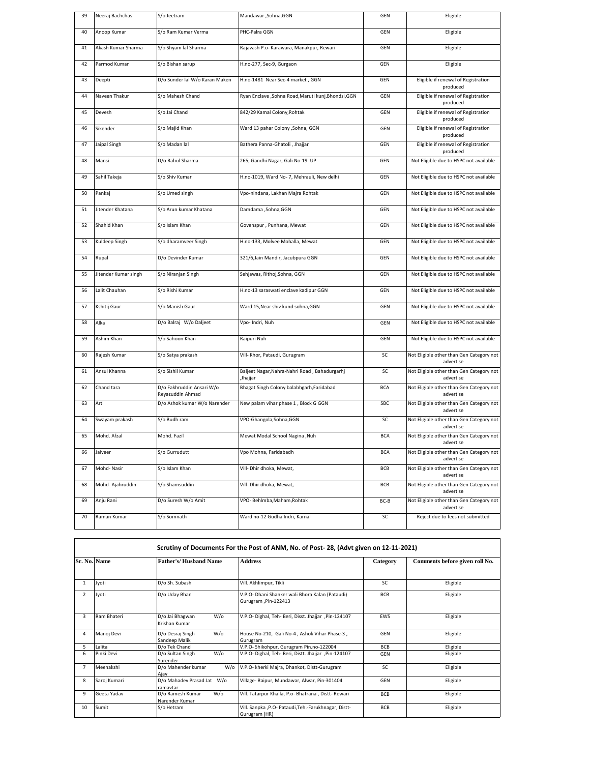| 39 | Neeraj Bachchas | S/o Jeetram | Mandawar ,Sohna,GGN | GEN | Eligible |
|---|---|---|---|---|---|
| 40 | Anoop Kumar | S/o Ram Kumar Verma | PHC-Palra GGN | GEN | Eligible |
| 41 | Akash Kumar Sharma | S/o Shyam lal Sharma | Rajavash P.o- Karawara, Manakpur, Rewari | GEN | Eligible |
| 42 | Parmod Kumar | S/o Bishan sarup | H.no-277, Sec-9, Gurgaon | GEN | Eligible |
| 43 | Deepti | D/o Sunder lal W/o Karan Maken | H.no-1481 Near Sec-4 market , GGN | GEN | Eligible if renewal of Registration produced |
| 44 | Naveen Thakur | S/o Mahesh Chand | Ryan Enclave ,Sohna Road,Maruti kunj,Bhondsi,GGN | GEN | Eligible if renewal of Registration produced |
| 45 | Devesh | S/o Jai Chand | 842/29 Kamal Colony,Rohtak | GEN | Eligible if renewal of Registration produced |
| 46 | Sikender | S/o Majid Khan | Ward 13 pahar Colony ,Sohna, GGN | GEN | Eligible if renewal of Registration produced |
| 47 | Jaipal Singh | S/o Madan lal | Bathera Panna-Ghatoli , Jhajjar | GEN | Eligible if renewal of Registration produced |
| 48 | Mansi | D/o Rahul Sharma | 265, Gandhi Nagar, Gali No-19 UP | GEN | Not Eligible due to HSPC not available |
| 49 | Sahil Takeja | S/o Shiv Kumar | H.no-1019, Ward No- 7, Mehrauli, New delhi | GEN | Not Eligible due to HSPC not available |
| 50 | Pankaj | S/o Umed singh | Vpo-nindana, Lakhan Majra Rohtak | GEN | Not Eligible due to HSPC not available |
| 51 | Jitender Khatana | S/o Arun kumar Khatana | Damdama ,Sohna,GGN | GEN | Not Eligible due to HSPC not available |
| 52 | Shahid Khan | S/o Islam Khan | Govenspur , Punhana, Mewat | GEN | Not Eligible due to HSPC not available |
| 53 | Kuldeep Singh | S/o dharamveer Singh | H.no-133, Molvee Mohalla, Mewat | GEN | Not Eligible due to HSPC not available |
| 54 | Rupal | D/o Devinder Kumar | 321/6,Jain Mandir, Jacubpura GGN | GEN | Not Eligible due to HSPC not available |
| 55 | Jitender Kumar singh | S/o Niranjan Singh | Sehjawas, Rithoj,Sohna, GGN | GEN | Not Eligible due to HSPC not available |
| 56 | Lalit Chauhan | S/o Rishi Kumar | H.no-13 saraswati enclave kadipur GGN | GEN | Not Eligible due to HSPC not available |
| 57 | Kshitij Gaur | S/o Manish Gaur | Ward 15,Near shiv kund sohna,GGN | GEN | Not Eligible due to HSPC not available |
| 58 | Alka | D/o Balraj W/o Daljeet | Vpo- Indri, Nuh | GEN | Not Eligible due to HSPC not available |
| 59 | Ashim Khan | S/o Sahoon Khan | Raipuri Nuh | GEN | Not Eligible due to HSPC not available |
| 60 | Rajesh Kumar | S/o Satya prakash | Vill- Khor, Pataudi, Gurugram | SC | Not Eligible other than Gen Category not advertise |
| 61 | Ansul Khanna | S/o Sishil Kumar | Baljeet Nagar,Nahra-Nahri Road , Bahadurgarhj ,Jhajjar | SC | Not Eligible other than Gen Category not advertise |
| 62 | Chand tara | D/o Fakhruddin Ansari W/o Reyazuddin Ahmad | Bhagat Singh Colony balabhgarh,Faridabad | BCA | Not Eligible other than Gen Category not advertise |
| 63 | Arti | D/o Ashok kumar W/o Narender | New palam vihar phase 1 , Block G GGN | SBC | Not Eligible other than Gen Category not advertise |
| 64 | Swayam prakash | S/o Budh ram | VPO-Ghangola,Sohna,GGN | SC | Not Eligible other than Gen Category not advertise |
| 65 | Mohd. Afzal | Mohd. Fazil | Mewat Modal School Nagina ,Nuh | BCA | Not Eligible other than Gen Category not advertise |
| 66 | Jaiveer | S/o Gurrudutt | Vpo Mohna, Faridabadh | BCA | Not Eligible other than Gen Category not advertise |
| 67 | Mohd- Nasir | S/o Islam Khan | Vill- Dhir dhoka, Mewat, | BCB | Not Eligible other than Gen Category not advertise |
| 68 | Mohd- Ajahruddin | S/o Shamsuddin | Vill- Dhir dhoka, Mewat, | BCB | Not Eligible other than Gen Category not advertise |
| 69 | Anju Rani | D/o Suresh W/o Amit | VPO- Behlmba,Maham,Rohtak | BC-B | Not Eligible other than Gen Category not advertise |
| 70 | Raman Kumar | S/o Somnath | Ward no-12 Gudha Indri, Karnal | SC | Reject due to fees not submitted |

## Scrutiny of Documents For the Post of ANM, No. of Post- 28, (Advt given on 12-11-2021)

| Sr. No. | Name | Father's/ Husband Name | Address | Category | Comments before given roll No. |
|---|---|---|---|---|---|
| 1 | Jyoti | D/o Sh. Subash | Vill. Akhlimpur, Tikli | SC | Eligible |
| 2 | Jyoti | D/o Uday Bhan | V.P.O- Dhani Shanker wali Bhora Kalan (Pataudi) Gurugram ,Pin-122413 | BCB | Eligible |
| 3 | Ram Bhateri | D/o Jai Bhagwan W/o Krishan Kumar | V.P.O- Dighal, Teh- Beri, Disst. Jhajjar ,Pin-124107 | EWS | Eligible |
| 4 | Manoj Devi | D/o Desraj Singh W/o Sandeep Malik | House No-210, Gali No-4 , Ashok Vihar Phase-3 , Gurugram | GEN | Eligible |
| 5 | Lalita | D/o Tek Chand | V.P.O- Shikohpur, Gurugram Pin.no-122004 | BCB | Eligible |
| 6 | Pinki Devi | D/o Sultan Singh W/o Surender | V.P.O- Dighal, Teh- Beri, Distt. Jhajjar ,Pin-124107 | GEN | Eligible |
| 7 | Meenakshi | D/o Mahender kumar W/o Ajay | V.P.O- kherki Majra, Dhankot, Distt-Gurugram | SC | Eligible |
| 8 | Saroj Kumari | D/o Mahadev Prasad Jat W/o ramavtar | Village- Raipur, Mundawar, Alwar, Pin-301404 | GEN | Eligible |
| 9 | Geeta Yadav | D/o Ramesh Kumar W/o Narender Kumar | Vill. Tatarpur Khalla, P.o- Bhatrana , Distt- Rewari | BCB | Eligible |
| 10 | Sumit | S/o Hetram | Vill. Sanpka ,P.O- Pataudi,Teh.-Farukhnagar, Distt- Gurugram (HR) | BCB | Eligible |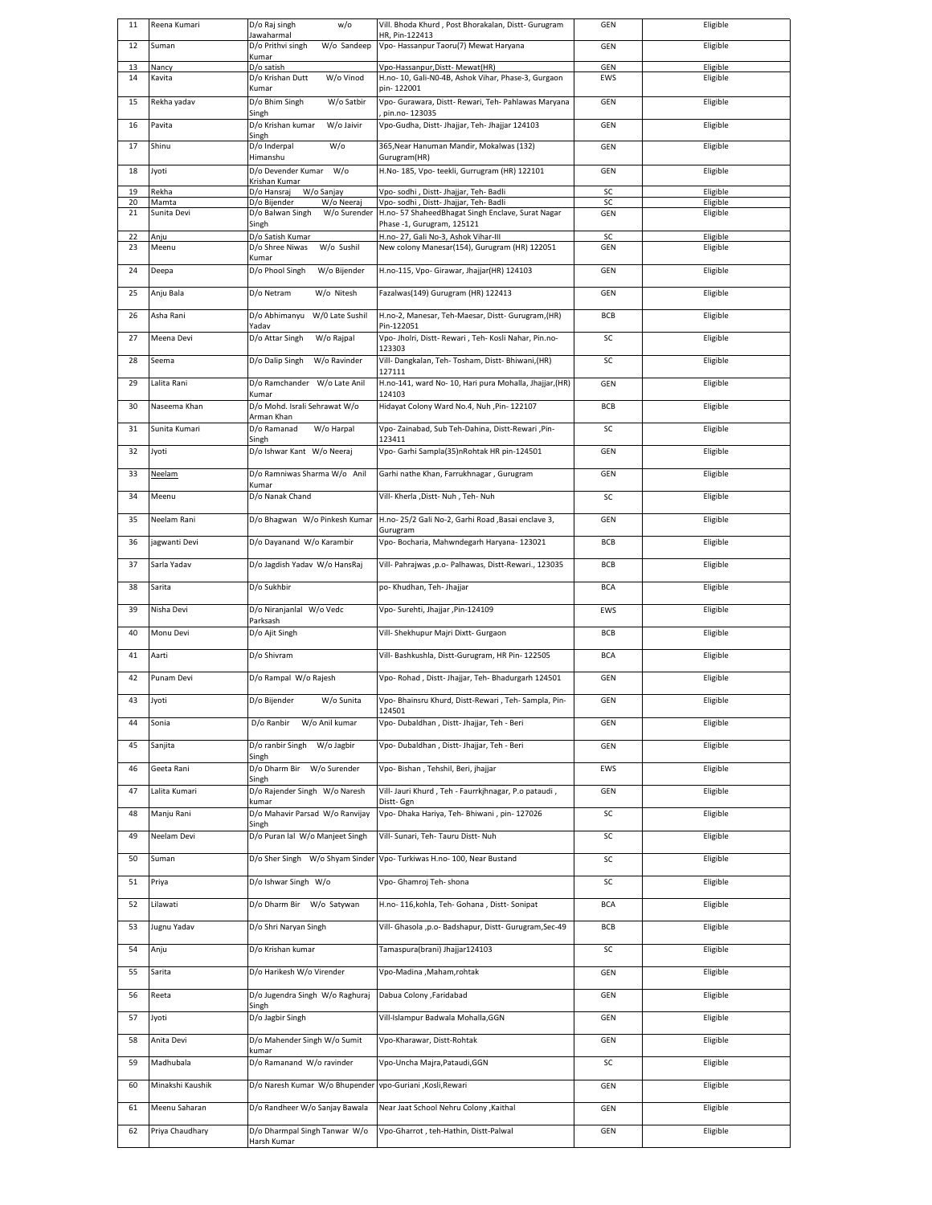| 11 | Reena Kumari | D/o Raj singh w/o Jawaharmal | Vill. Bhoda Khurd , Post Bhorakalan, Distt- Gurugram HR, Pin-122413 | GEN | Eligible |
|---|---|---|---|---|---|
| 12 | Suman | D/o Prithvi singh W/o Sandeep Kumar | Vpo- Hassanpur Taoru(7) Mewat Haryana | GEN | Eligible |
| 13 | Nancy | D/o satish | Vpo-Hassanpur,Distt- Mewat(HR) | GEN | Eligible |
| 14 | Kavita | D/o Krishan Dutt W/o Vinod Kumar | H.no- 10, Gali-N0-4B, Ashok Vihar, Phase-3, Gurgaon pin- 122001 | EWS | Eligible |
| 15 | Rekha yadav | D/o Bhim Singh W/o Satbir Singh | Vpo- Gurawara, Distt- Rewari, Teh- Pahlawas Maryana , pin.no- 123035 | GEN | Eligible |
| 16 | Pavita | D/o Krishan kumar W/o Jaivir Singh | Vpo-Gudha, Distt- Jhajjar, Teh- Jhajjar 124103 | GEN | Eligible |
| 17 | Shinu | D/o Inderpal W/o Himanshu | 365,Near Hanuman Mandir, Mokalwas (132) Gurugram(HR) | GEN | Eligible |
| 18 | Jyoti | D/o Devender Kumar W/o Krishan Kumar | H.No- 185, Vpo- teekli, Gurrugram (HR) 122101 | GEN | Eligible |
| 19 | Rekha | D/o Hansraj W/o Sanjay | Vpo- sodhi , Distt- Jhajjar, Teh- Badli | SC | Eligible |
| 20 | Mamta | D/o Bijender W/o Neeraj | Vpo- sodhi , Distt- Jhajjar, Teh- Badli | SC | Eligible |
| 21 | Sunita Devi | D/o Balwan Singh W/o Surender Singh | H.no- 57 ShaheedBhagat Singh Enclave, Surat Nagar Phase -1, Gurugram, 125121 | GEN | Eligible |
| 22 | Anju | D/o Satish Kumar | H.no- 27, Gali No-3, Ashok Vihar-III | SC | Eligible |
| 23 | Meenu | D/o Shree Niwas W/o Sushil Kumar | New colony Manesar(154), Gurugram (HR) 122051 | GEN | Eligible |
| 24 | Deepa | D/o Phool Singh W/o Bijender | H.no-115, Vpo- Girawar, Jhajjar(HR) 124103 | GEN | Eligible |
| 25 | Anju Bala | D/o Netram W/o Nitesh | Fazalwas(149) Gurugram (HR) 122413 | GEN | Eligible |
| 26 | Asha Rani | D/o Abhimanyu W/0 Late Sushil Yadav | H.no-2, Manesar, Teh-Maesar, Distt- Gurugram,(HR) Pin-122051 | BCB | Eligible |
| 27 | Meena Devi | D/o Attar Singh W/o Rajpal | Vpo- Jholri, Distt- Rewari , Teh- Kosli Nahar, Pin.no- 123303 | SC | Eligible |
| 28 | Seema | D/o Dalip Singh W/o Ravinder | Vill- Dangkalan, Teh- Tosham, Distt- Bhiwani,(HR) 127111 | SC | Eligible |
| 29 | Lalita Rani | D/o Ramchander W/o Late Anil Kumar | H.no-141, ward No- 10, Hari pura Mohalla, Jhajjar,(HR) 124103 | GEN | Eligible |
| 30 | Naseema Khan | D/o Mohd. Israli Sehrawat W/o Arman Khan | Hidayat Colony Ward No.4, Nuh ,Pin- 122107 | BCB | Eligible |
| 31 | Sunita Kumari | D/o Ramanad W/o Harpal Singh | Vpo- Zainabad, Sub Teh-Dahina, Distt-Rewari ,Pin- 123411 | SC | Eligible |
| 32 | Jyoti | D/o Ishwar Kant W/o Neeraj | Vpo- Garhi Sampla(35)nRohtak HR pin-124501 | GEN | Eligible |
| 33 | Neelam | D/o Ramniwas Sharma W/o Anil Kumar | Garhi nathe Khan, Farrukhnagar , Gurugram | GEN | Eligible |
| 34 | Meenu | D/o Nanak Chand | Vill- Kherla ,Distt- Nuh , Teh- Nuh | SC | Eligible |
| 35 | Neelam Rani | D/o Bhagwan W/o Pinkesh Kumar | H.no- 25/2 Gali No-2, Garhi Road ,Basai enclave 3, Gurugram | GEN | Eligible |
| 36 | jagwanti Devi | D/o Dayanand W/o Karambir | Vpo- Bocharia, Mahwndegarh Haryana- 123021 | BCB | Eligible |
| 37 | Sarla Yadav | D/o Jagdish Yadav W/o HansRaj | Vill- Pahrajwas ,p.o- Palhawas, Distt-Rewari., 123035 | BCB | Eligible |
| 38 | Sarita | D/o Sukhbir | po- Khudhan, Teh- Jhajjar | BCA | Eligible |
| 39 | Nisha Devi | D/o Niranjanlal W/o Vedc Parksash | Vpo- Surehti, Jhajjar ,Pin-124109 | EWS | Eligible |
| 40 | Monu Devi | D/o Ajit Singh | Vill- Shekhupur Majri Dixtt- Gurgaon | BCB | Eligible |
| 41 | Aarti | D/o Shivram | Vill- Bashkushla, Distt-Gurugram, HR Pin- 122505 | BCA | Eligible |
| 42 | Punam Devi | D/o Rampal W/o Rajesh | Vpo- Rohad , Distt- Jhajjar, Teh- Bhadurgarh 124501 | GEN | Eligible |
| 43 | Jyoti | D/o Bijender W/o Sunita | Vpo- Bhainsru Khurd, Distt-Rewari , Teh- Sampla, Pin- 124501 | GEN | Eligible |
| 44 | Sonia | D/o Ranbir W/o Anil kumar | Vpo- Dubaldhan , Distt- Jhajjar, Teh - Beri | GEN | Eligible |
| 45 | Sanjita | D/o ranbir Singh W/o Jagbir Singh | Vpo- Dubaldhan , Distt- Jhajjar, Teh - Beri | GEN | Eligible |
| 46 | Geeta Rani | D/o Dharm Bir W/o Surender Singh | Vpo- Bishan , Tehshil, Beri, jhajjar | EWS | Eligible |
| 47 | Lalita Kumari | D/o Rajender Singh W/o Naresh kumar | Vill- Jauri Khurd , Teh - Faurrkjhnagar, P.o pataudi , Distt- Ggn | GEN | Eligible |
| 48 | Manju Rani | D/o Mahavir Parsad W/o Ranvijay Singh | Vpo- Dhaka Hariya, Teh- Bhiwani , pin- 127026 | SC | Eligible |
| 49 | Neelam Devi | D/o Puran lal W/o Manjeet Singh | Vill- Sunari, Teh- Tauru Distt- Nuh | SC | Eligible |
| 50 | Suman | D/o Sher Singh W/o Shyam Sinder | Vpo- Turkiwas H.no- 100, Near Bustand | SC | Eligible |
| 51 | Priya | D/o Ishwar Singh W/o | Vpo- Ghamroj Teh- shona | SC | Eligible |
| 52 | Lilawati | D/o Dharm Bir W/o Satywan | H.no- 116,kohla, Teh- Gohana , Distt- Sonipat | BCA | Eligible |
| 53 | Jugnu Yadav | D/o Shri Naryan Singh | Vill- Ghasola ,p.o- Badshapur, Distt- Gurugram,Sec-49 | BCB | Eligible |
| 54 | Anju | D/o Krishan kumar | Tamaspura(brani) Jhajjar124103 | SC | Eligible |
| 55 | Sarita | D/o Harikesh W/o Virender | Vpo-Madina ,Maham,rohtak | GEN | Eligible |
| 56 | Reeta | D/o Jugendra Singh W/o Raghuraj Singh | Dabua Colony ,Faridabad | GEN | Eligible |
| 57 | Jyoti | D/o Jagbir Singh | Vill-Islampur Badwala Mohalla,GGN | GEN | Eligible |
| 58 | Anita Devi | D/o Mahender Singh W/o Sumit kumar | Vpo-Kharawar, Distt-Rohtak | GEN | Eligible |
| 59 | Madhubala | D/o Ramanand W/o ravinder | Vpo-Uncha Majra,Pataudi,GGN | SC | Eligible |
| 60 | Minakshi Kaushik | D/o Naresh Kumar W/o Bhupender | vpo-Guriani ,Kosli,Rewari | GEN | Eligible |
| 61 | Meenu Saharan | D/o Randheer W/o Sanjay Bawala | Near Jaat School Nehru Colony ,Kaithal | GEN | Eligible |
| 62 | Priya Chaudhary | D/o Dharmpal Singh Tanwar W/o Harsh Kumar | Vpo-Gharrot , teh-Hathin, Distt-Palwal | GEN | Eligible |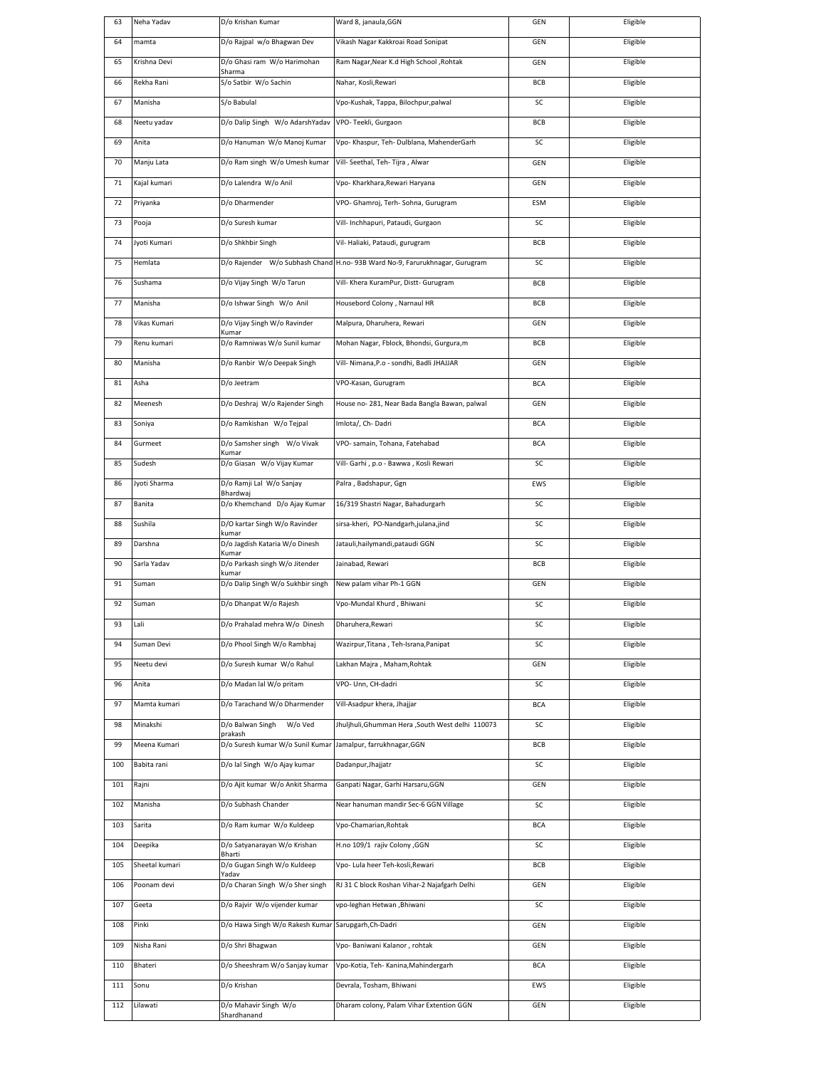| 63 | Neha Yadav | D/o Krishan Kumar | Ward 8, janaula,GGN | GEN | Eligible |
|---|---|---|---|---|---|
| 64 | mamta | D/o Rajpal w/o Bhagwan Dev | Vikash Nagar Kakkroai Road Sonipat | GEN | Eligible |
| 65 | Krishna Devi | D/o Ghasi ram W/o Harimohan Sharma | Ram Nagar,Near K.d High School ,Rohtak | GEN | Eligible |
| 66 | Rekha Rani | S/o Satbir W/o Sachin | Nahar, Kosli,Rewari | BCB | Eligible |
| 67 | Manisha | S/o Babulal | Vpo-Kushak, Tappa, Bilochpur,palwal | SC | Eligible |
| 68 | Neetu yadav | D/o Dalip Singh W/o AdarshYadav | VPO- Teekli, Gurgaon | BCB | Eligible |
| 69 | Anita | D/o Hanuman W/o Manoj Kumar | Vpo- Khaspur, Teh- Dulblana, MahenderGarh | SC | Eligible |
| 70 | Manju Lata | D/o Ram singh W/o Umesh kumar | Vill- Seethal, Teh- Tijra , Alwar | GEN | Eligible |
| 71 | Kajal kumari | D/o Lalendra W/o Anil | Vpo- Kharkhara,Rewari Haryana | GEN | Eligible |
| 72 | Priyanka | D/o Dharmender | VPO- Ghamroj, Terh- Sohna, Gurugram | ESM | Eligible |
| 73 | Pooja | D/o Suresh kumar | Vill- Inchhapuri, Pataudi, Gurgaon | SC | Eligible |
| 74 | Jyoti Kumari | D/o Shkhbir Singh | Vil- Haliaki, Pataudi, gurugram | BCB | Eligible |
| 75 | Hemlata | D/o Rajender W/o Subhash Chand | H.no- 93B Ward No-9, Farurukhnagar, Gurugram | SC | Eligible |
| 76 | Sushama | D/o Vijay Singh W/o Tarun | Vill- Khera KuramPur, Distt- Gurugram | BCB | Eligible |
| 77 | Manisha | D/o Ishwar Singh W/o Anil | Housebord Colony , Narnaul HR | BCB | Eligible |
| 78 | Vikas Kumari | D/o Vijay Singh W/o Ravinder Kumar | Malpura, Dharuhera, Rewari | GEN | Eligible |
| 79 | Renu kumari | D/o Ramniwas W/o Sunil kumar | Mohan Nagar, Fblock, Bhondsi, Gurgura,m | BCB | Eligible |
| 80 | Manisha | D/o Ranbir W/o Deepak Singh | Vill- Nimana,P.o - sondhi, Badli JHAJJAR | GEN | Eligible |
| 81 | Asha | D/o Jeetram | VPO-Kasan, Gurugram | BCA | Eligible |
| 82 | Meenesh | D/o Deshraj W/o Rajender Singh | House no- 281, Near Bada Bangla Bawan, palwal | GEN | Eligible |
| 83 | Soniya | D/o Ramkishan W/o Tejpal | Imlota/, Ch- Dadri | BCA | Eligible |
| 84 | Gurmeet | D/o Samsher singh W/o Vivak Kumar | VPO- samain, Tohana, Fatehabad | BCA | Eligible |
| 85 | Sudesh | D/o Giasan W/o Vijay Kumar | Vill- Garhi , p.o - Bawwa , Kosli Rewari | SC | Eligible |
| 86 | Jyoti Sharma | D/o Ramji Lal W/o Sanjay Bhardwaj | Palra , Badshapur, Ggn | EWS | Eligible |
| 87 | Banita | D/o Khemchand D/o Ajay Kumar | 16/319 Shastri Nagar, Bahadurgarh | SC | Eligible |
| 88 | Sushila | D/O kartar Singh W/o Ravinder kumar | sirsa-kheri, PO-Nandgarh,julana,jind | SC | Eligible |
| 89 | Darshna | D/o Jagdish Kataria W/o Dinesh Kumar | Jatauli,hailymandi,pataudi GGN | SC | Eligible |
| 90 | Sarla Yadav | D/o Parkash singh W/o Jitender kumar | Jainabad, Rewari | BCB | Eligible |
| 91 | Suman | D/o Dalip Singh W/o Sukhbir singh | New palam vihar Ph-1 GGN | GEN | Eligible |
| 92 | Suman | D/o Dhanpat W/o Rajesh | Vpo-Mundal Khurd , Bhiwani | SC | Eligible |
| 93 | Lali | D/o Prahalad mehra W/o Dinesh | Dharuhera,Rewari | SC | Eligible |
| 94 | Suman Devi | D/o Phool Singh W/o Rambhaj | Wazirpur,Titana , Teh-Israna,Panipat | SC | Eligible |
| 95 | Neetu devi | D/o Suresh kumar W/o Rahul | Lakhan Majra , Maham,Rohtak | GEN | Eligible |
| 96 | Anita | D/o Madan lal W/o pritam | VPO- Unn, CH-dadri | SC | Eligible |
| 97 | Mamta kumari | D/o Tarachand W/o Dharmender | Vill-Asadpur khera, Jhajjar | BCA | Eligible |
| 98 | Minakshi | D/o Balwan Singh W/o Ved prakash | Jhuljhuli,Ghumman Hera ,South West delhi 110073 | SC | Eligible |
| 99 | Meena Kumari | D/o Suresh kumar W/o Sunil Kumar | Jamalpur, farrukhnagar,GGN | BCB | Eligible |
| 100 | Babita rani | D/o lal Singh W/o Ajay kumar | Dadanpur,Jhajjatr | SC | Eligible |
| 101 | Rajni | D/o Ajit kumar W/o Ankit Sharma | Ganpati Nagar, Garhi Harsaru,GGN | GEN | Eligible |
| 102 | Manisha | D/o Subhash Chander | Near hanuman mandir Sec-6 GGN Village | SC | Eligible |
| 103 | Sarita | D/o Ram kumar W/o Kuldeep | Vpo-Chamarian,Rohtak | BCA | Eligible |
| 104 | Deepika | D/o Satyanarayan W/o Krishan Bharti | H.no 109/1 rajiv Colony ,GGN | SC | Eligible |
| 105 | Sheetal kumari | D/o Gugan Singh W/o Kuldeep Yadav | Vpo- Lula heer Teh-kosli,Rewari | BCB | Eligible |
| 106 | Poonam devi | D/o Charan Singh W/o Sher singh | RJ 31 C block Roshan Vihar-2 Najafgarh Delhi | GEN | Eligible |
| 107 | Geeta | D/o Rajvir W/o vijender kumar | vpo-leghan Hetwan ,Bhiwani | SC | Eligible |
| 108 | Pinki | D/o Hawa Singh W/o Rakesh Kumar | Sarupgarh,Ch-Dadri | GEN | Eligible |
| 109 | Nisha Rani | D/o Shri Bhagwan | Vpo- Baniwani Kalanor , rohtak | GEN | Eligible |
| 110 | Bhateri | D/o Sheeshram W/o Sanjay kumar | Vpo-Kotia, Teh- Kanina,Mahindergarh | BCA | Eligible |
| 111 | Sonu | D/o Krishan | Devrala, Tosham, Bhiwani | EWS | Eligible |
| 112 | Lilawati | D/o Mahavir Singh W/o Shardhanand | Dharam colony, Palam Vihar Extention GGN | GEN | Eligible |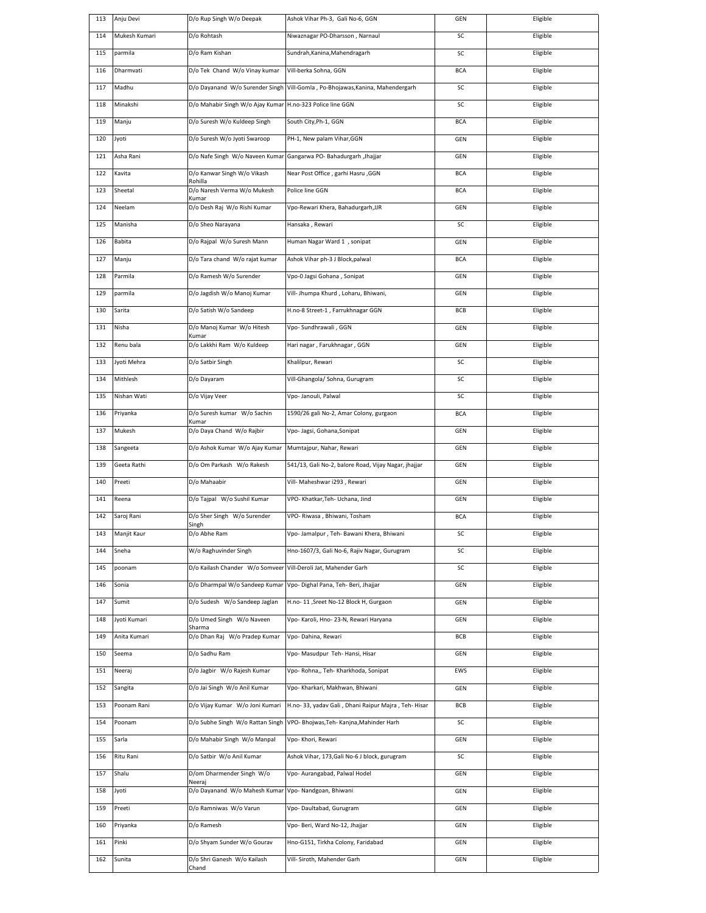| 113 | Anju Devi | D/o Rup Singh W/o Deepak | Ashok Vihar Ph-3, Gali No-6, GGN | GEN | Eligible |
|---|---|---|---|---|---|
| 114 | Mukesh Kumari | D/o Rohtash | Niwaznagar PO-Dharsson , Narnaul | SC | Eligible |
| 115 | parmila | D/o Ram Kishan | Sundrah,Kanina,Mahendragarh | SC | Eligible |
| 116 | Dharmvati | D/o Tek Chand W/o Vinay kumar | Vill-berka Sohna, GGN | BCA | Eligible |
| 117 | Madhu | D/o Dayanand W/o Surender Singh | Vill-Gomla , Po-Bhojawas,Kanina, Mahendergarh | SC | Eligible |
| 118 | Minakshi | D/o Mahabir Singh W/o Ajay Kumar | H.no-323 Police line GGN | SC | Eligible |
| 119 | Manju | D/o Suresh W/o Kuldeep Singh | South City,Ph-1, GGN | BCA | Eligible |
| 120 | Jyoti | D/o Suresh W/o Jyoti Swaroop | PH-1, New palam Vihar,GGN | GEN | Eligible |
| 121 | Asha Rani | D/o Nafe Singh W/o Naveen Kumar | Gangarwa PO- Bahadurgarh ,Jhajjar | GEN | Eligible |
| 122 | Kavita | D/o Kanwar Singh W/o Vikash Rohilla | Near Post Office , garhi Hasru ,GGN | BCA | Eligible |
| 123 | Sheetal | D/o Naresh Verma W/o Mukesh Kumar | Police line GGN | BCA | Eligible |
| 124 | Neelam | D/o Desh Raj W/o Rishi Kumar | Vpo-Rewari Khera, Bahadurgarh,JJR | GEN | Eligible |
| 125 | Manisha | D/o Sheo Narayana | Hansaka , Rewari | SC | Eligible |
| 126 | Babita | D/o Rajpal W/o Suresh Mann | Human Nagar Ward 1 , sonipat | GEN | Eligible |
| 127 | Manju | D/o Tara chand W/o rajat kumar | Ashok Vihar ph-3 J Block,palwal | BCA | Eligible |
| 128 | Parmila | D/o Ramesh W/o Surender | Vpo-0 Jagsi Gohana , Sonipat | GEN | Eligible |
| 129 | parmila | D/o Jagdish W/o Manoj Kumar | Vill- Jhumpa Khurd , Loharu, Bhiwani, | GEN | Eligible |
| 130 | Sarita | D/o Satish W/o Sandeep | H.no-8 Street-1 , Farrukhnagar GGN | BCB | Eligible |
| 131 | Nisha | D/o Manoj Kumar W/o Hitesh Kumar | Vpo- Sundhrawali , GGN | GEN | Eligible |
| 132 | Renu bala | D/o Lakkhi Ram W/o Kuldeep | Hari nagar , Farukhnagar , GGN | GEN | Eligible |
| 133 | Jyoti Mehra | D/o Satbir Singh | Khalilpur, Rewari | SC | Eligible |
| 134 | Mithlesh | D/o Dayaram | Vill-Ghangola/ Sohna, Gurugram | SC | Eligible |
| 135 | Nishan Wati | D/o Vijay Veer | Vpo- Janouli, Palwal | SC | Eligible |
| 136 | Priyanka | D/o Suresh kumar W/o Sachin Kumar | 1590/26 gali No-2, Amar Colony, gurgaon | BCA | Eligible |
| 137 | Mukesh | D/o Daya Chand W/o Rajbir | Vpo- Jagsi, Gohana,Sonipat | GEN | Eligible |
| 138 | Sangeeta | D/o Ashok Kumar W/o Ajay Kumar | Mumtajpur, Nahar, Rewari | GEN | Eligible |
| 139 | Geeta Rathi | D/o Om Parkash W/o Rakesh | 541/13, Gali No-2, balore Road, Vijay Nagar, jhajjar | GEN | Eligible |
| 140 | Preeti | D/o Mahaabir | Vill- Maheshwar i293 , Rewari | GEN | Eligible |
| 141 | Reena | D/o Tajpal W/o Sushil Kumar | VPO- Khatkar,Teh- Uchana, Jind | GEN | Eligible |
| 142 | Saroj Rani | D/o Sher Singh W/o Surender Singh | VPO- Riwasa , Bhiwani, Tosham | BCA | Eligible |
| 143 | Manjit Kaur | D/o Abhe Ram | Vpo- Jamalpur , Teh- Bawani Khera, Bhiwani | SC | Eligible |
| 144 | Sneha | W/o Raghuvinder Singh | Hno-1607/3, Gali No-6, Rajiv Nagar, Gurugram | SC | Eligible |
| 145 | poonam | D/o Kailash Chander W/o Somveer | Vill-Deroli Jat, Mahender Garh | SC | Eligible |
| 146 | Sonia | D/o Dharmpal W/o Sandeep Kumar | Vpo- Dighal Pana, Teh- Beri, Jhajjar | GEN | Eligible |
| 147 | Sumit | D/o Sudesh W/o Sandeep Jaglan | H.no- 11 ,Sreet No-12 Block H, Gurgaon | GEN | Eligible |
| 148 | Jyoti Kumari | D/o Umed Singh W/o Naveen Sharma | Vpo- Karoli, Hno- 23-N, Rewari Haryana | GEN | Eligible |
| 149 | Anita Kumari | D/o Dhan Raj W/o Pradep Kumar | Vpo- Dahina, Rewari | BCB | Eligible |
| 150 | Seema | D/o Sadhu Ram | Vpo- Masudpur Teh- Hansi, Hisar | GEN | Eligible |
| 151 | Neeraj | D/o Jagbir W/o Rajesh Kumar | Vpo- Rohna,, Teh- Kharkhoda, Sonipat | EWS | Eligible |
| 152 | Sangita | D/o Jai Singh W/o Anil Kumar | Vpo- Kharkari, Makhwan, Bhiwani | GEN | Eligible |
| 153 | Poonam Rani | D/o Vijay Kumar W/o Joni Kumari | H.no- 33, yadav Gali , Dhani Raipur Majra , Teh- Hisar | BCB | Eligible |
| 154 | Poonam | D/o Subhe Singh W/o Rattan Singh | VPO- Bhojwas,Teh- Kanjna,Mahinder Harh | SC | Eligible |
| 155 | Sarla | D/o Mahabir Singh W/o Manpal | Vpo- Khori, Rewari | GEN | Eligible |
| 156 | Ritu Rani | D/o Satbir W/o Anil Kumar | Ashok Vihar, 173,Gali No-6 J block, gurugram | SC | Eligible |
| 157 | Shalu | D/om Dharmender Singh W/o Neeraj | Vpo- Aurangabad, Palwal Hodel | GEN | Eligible |
| 158 | Jyoti | D/o Dayanand W/o Mahesh Kumar | Vpo- Nandgoan, Bhiwani | GEN | Eligible |
| 159 | Preeti | D/o Ramniwas W/o Varun | Vpo- Daultabad, Gurugram | GEN | Eligible |
| 160 | Priyanka | D/o Ramesh | Vpo- Beri, Ward No-12, Jhajjar | GEN | Eligible |
| 161 | Pinki | D/o Shyam Sunder W/o Gourav | Hno-G151, Tirkha Colony, Faridabad | GEN | Eligible |
| 162 | Sunita | D/o Shri Ganesh W/o Kailash Chand | Vill- Siroth, Mahender Garh | GEN | Eligible |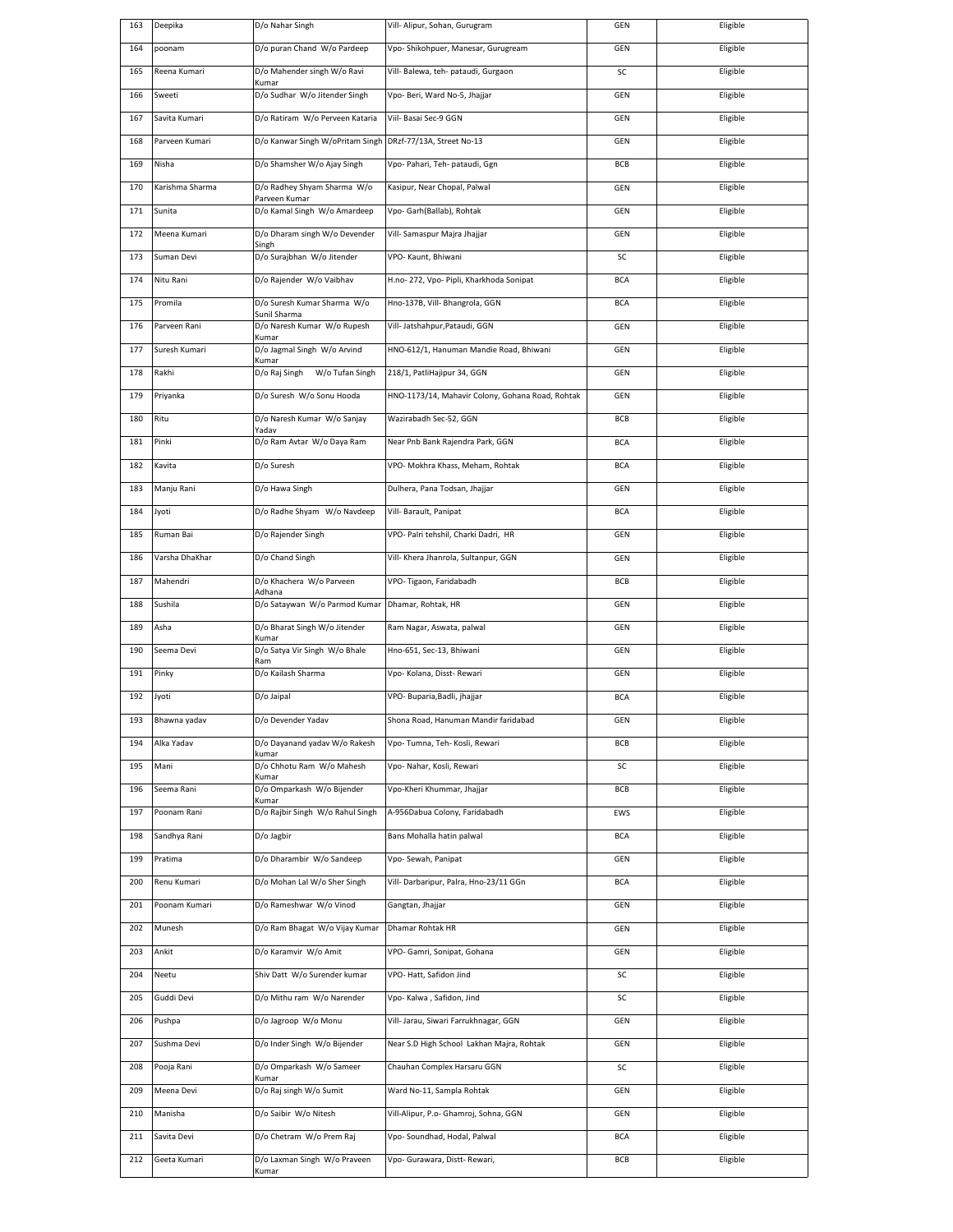| 163 | Deepika | D/o Nahar Singh | Vill- Alipur, Sohan, Gurugram | GEN | Eligible |
|---|---|---|---|---|---|
| 164 | poonam | D/o puran Chand W/o Pardeep | Vpo- Shikohpuer, Manesar, Gurugream | GEN | Eligible |
| 165 | Reena Kumari | D/o Mahender singh W/o Ravi Kumar | Vill- Balewa, teh- pataudi, Gurgaon | SC | Eligible |
| 166 | Sweeti | D/o Sudhar W/o Jitender Singh | Vpo- Beri, Ward No-5, Jhajjar | GEN | Eligible |
| 167 | Savita Kumari | D/o Ratiram W/o Perveen Kataria | Viil- Basai Sec-9 GGN | GEN | Eligible |
| 168 | Parveen Kumari | D/o Kanwar Singh W/oPritam Singh | DRzf-77/13A, Street No-13 | GEN | Eligible |
| 169 | Nisha | D/o Shamsher W/o Ajay Singh | Vpo- Pahari, Teh- pataudi, Ggn | BCB | Eligible |
| 170 | Karishma Sharma | D/o Radhey Shyam Sharma W/o Parveen Kumar | Kasipur, Near Chopal, Palwal | GEN | Eligible |
| 171 | Sunita | D/o Kamal Singh W/o Amardeep | Vpo- Garh(Ballab), Rohtak | GEN | Eligible |
| 172 | Meena Kumari | D/o Dharam singh W/o Devender Singh | Vill- Samaspur Majra Jhajjar | GEN | Eligible |
| 173 | Suman Devi | D/o Surajbhan W/o Jitender | VPO- Kaunt, Bhiwani | SC | Eligible |
| 174 | Nitu Rani | D/o Rajender W/o Vaibhav | H.no- 272, Vpo- Pipli, Kharkhoda Sonipat | BCA | Eligible |
| 175 | Promila | D/o Suresh Kumar Sharma W/o Sunil Sharma | Hno-137B, Vill- Bhangrola, GGN | BCA | Eligible |
| 176 | Parveen Rani | D/o Naresh Kumar W/o Rupesh Kumar | Vill- Jatshahpur,Pataudi, GGN | GEN | Eligible |
| 177 | Suresh Kumari | D/o Jagmal Singh W/o Arvind Kumar | HNO-612/1, Hanuman Mandie Road, Bhiwani | GEN | Eligible |
| 178 | Rakhi | D/o Raj Singh W/o Tufan Singh | 218/1, PatliHajipur 34, GGN | GEN | Eligible |
| 179 | Priyanka | D/o Suresh W/o Sonu Hooda | HNO-1173/14, Mahavir Colony, Gohana Road, Rohtak | GEN | Eligible |
| 180 | Ritu | D/o Naresh Kumar W/o Sanjay Yadav | Wazirabadh Sec-52, GGN | BCB | Eligible |
| 181 | Pinki | D/o Ram Avtar W/o Daya Ram | Near Pnb Bank Rajendra Park, GGN | BCA | Eligible |
| 182 | Kavita | D/o Suresh | VPO- Mokhra Khass, Meham, Rohtak | BCA | Eligible |
| 183 | Manju Rani | D/o Hawa Singh | Dulhera, Pana Todsan, Jhajjar | GEN | Eligible |
| 184 | Jyoti | D/o Radhe Shyam W/o Navdeep | Vill- Barault, Panipat | BCA | Eligible |
| 185 | Ruman Bai | D/o Rajender Singh | VPO- Palri tehshil, Charki Dadri, HR | GEN | Eligible |
| 186 | Varsha DhaKhar | D/o Chand Singh | Vill- Khera Jhanrola, Sultanpur, GGN | GEN | Eligible |
| 187 | Mahendri | D/o Khachera W/o Parveen Adhana | VPO- Tigaon, Faridabadh | BCB | Eligible |
| 188 | Sushila | D/o Sataywan W/o Parmod Kumar | Dhamar, Rohtak, HR | GEN | Eligible |
| 189 | Asha | D/o Bharat Singh W/o Jitender Kumar | Ram Nagar, Aswata, palwal | GEN | Eligible |
| 190 | Seema Devi | D/o Satya Vir Singh W/o Bhale Ram | Hno-651, Sec-13, Bhiwani | GEN | Eligible |
| 191 | Pinky | D/o Kailash Sharma | Vpo- Kolana, Disst- Rewari | GEN | Eligible |
| 192 | Jyoti | D/o Jaipal | VPO- Buparia,Badli, jhajjar | BCA | Eligible |
| 193 | Bhawna yadav | D/o Devender Yadav | Shona Road, Hanuman Mandir faridabad | GEN | Eligible |
| 194 | Alka Yadav | D/o Dayanand yadav W/o Rakesh kumar | Vpo- Tumna, Teh- Kosli, Rewari | BCB | Eligible |
| 195 | Mani | D/o Chhotu Ram W/o Mahesh Kumar | Vpo- Nahar, Kosli, Rewari | SC | Eligible |
| 196 | Seema Rani | D/o Omparkash W/o Bijender Kumar | Vpo-Kheri Khummar, Jhajjar | BCB | Eligible |
| 197 | Poonam Rani | D/o Rajbir Singh W/o Rahul Singh | A-956Dabua Colony, Faridabadh | EWS | Eligible |
| 198 | Sandhya Rani | D/o Jagbir | Bans Mohalla hatin palwal | BCA | Eligible |
| 199 | Pratima | D/o Dharambir W/o Sandeep | Vpo- Sewah, Panipat | GEN | Eligible |
| 200 | Renu Kumari | D/o Mohan Lal W/o Sher Singh | Vill- Darbaripur, Palra, Hno-23/11 GGn | BCA | Eligible |
| 201 | Poonam Kumari | D/o Rameshwar W/o Vinod | Gangtan, Jhajjar | GEN | Eligible |
| 202 | Munesh | D/o Ram Bhagat W/o Vijay Kumar | Dhamar Rohtak HR | GEN | Eligible |
| 203 | Ankit | D/o Karamvir W/o Amit | VPO- Gamri, Sonipat, Gohana | GEN | Eligible |
| 204 | Neetu | Shiv Datt W/o Surender kumar | VPO- Hatt, Safidon Jind | SC | Eligible |
| 205 | Guddi Devi | D/o Mithu ram W/o Narender | Vpo- Kalwa , Safidon, Jind | SC | Eligible |
| 206 | Pushpa | D/o Jagroop W/o Monu | Vill- Jarau, Siwari Farrukhnagar, GGN | GEN | Eligible |
| 207 | Sushma Devi | D/o Inder Singh W/o Bijender | Near S.D High School Lakhan Majra, Rohtak | GEN | Eligible |
| 208 | Pooja Rani | D/o Omparkash W/o Sameer Kumar | Chauhan Complex Harsaru GGN | SC | Eligible |
| 209 | Meena Devi | D/o Raj singh W/o Sumit | Ward No-11, Sampla Rohtak | GEN | Eligible |
| 210 | Manisha | D/o Saibir W/o Nitesh | Vill-Alipur, P.o- Ghamroj, Sohna, GGN | GEN | Eligible |
| 211 | Savita Devi | D/o Chetram W/o Prem Raj | Vpo- Soundhad, Hodal, Palwal | BCA | Eligible |
| 212 | Geeta Kumari | D/o Laxman Singh W/o Praveen Kumar | Vpo- Gurawara, Distt- Rewari, | BCB | Eligible |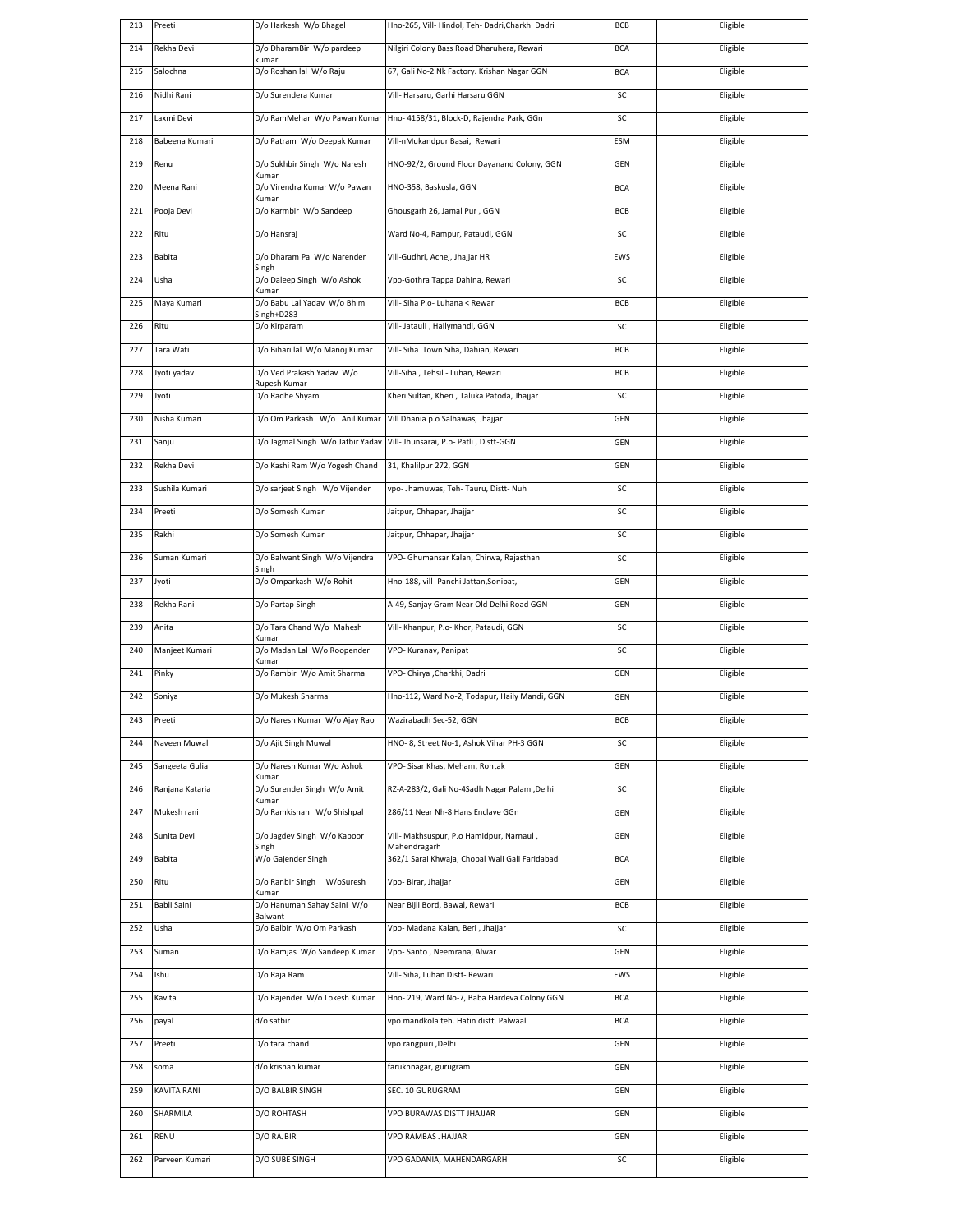| | | | | | |
|---|---|---|---|---|---|
| 213 | Preeti | D/o Harkesh W/o Bhagel | Hno-265, Vill- Hindol, Teh- Dadri,Charkhi Dadri | BCB | Eligible |
| 214 | Rekha Devi | D/o DharamBir W/o pardeep kumar | Nilgiri Colony Bass Road Dharuhera, Rewari | BCA | Eligible |
| 215 | Salochna | D/o Roshan lal W/o Raju | 67, Gali No-2 Nk Factory. Krishan Nagar GGN | BCA | Eligible |
| 216 | Nidhi Rani | D/o Surendera Kumar | Vill- Harsaru, Garhi Harsaru GGN | SC | Eligible |
| 217 | Laxmi Devi | D/o RamMehar W/o Pawan Kumar | Hno- 4158/31, Block-D, Rajendra Park, GGn | SC | Eligible |
| 218 | Babeena Kumari | D/o Patram W/o Deepak Kumar | Vill-nMukandpur Basai, Rewari | ESM | Eligible |
| 219 | Renu | D/o Sukhbir Singh W/o Naresh Kumar | HNO-92/2, Ground Floor Dayanand Colony, GGN | GEN | Eligible |
| 220 | Meena Rani | D/o Virendra Kumar W/o Pawan Kumar | HNO-358, Baskusla, GGN | BCA | Eligible |
| 221 | Pooja Devi | D/o Karmbir W/o Sandeep | Ghousgarh 26, Jamal Pur , GGN | BCB | Eligible |
| 222 | Ritu | D/o Hansraj | Ward No-4, Rampur, Pataudi, GGN | SC | Eligible |
| 223 | Babita | D/o Dharam Pal W/o Narender Singh | Vill-Gudhri, Achej, Jhajjar HR | EWS | Eligible |
| 224 | Usha | D/o Daleep Singh W/o Ashok Kumar | Vpo-Gothra Tappa Dahina, Rewari | SC | Eligible |
| 225 | Maya Kumari | D/o Babu Lal Yadav W/o Bhim Singh+D283 | Vill- Siha P.o- Luhana < Rewari | BCB | Eligible |
| 226 | Ritu | D/o Kirparam | Vill- Jatauli , Hailymandi, GGN | SC | Eligible |
| 227 | Tara Wati | D/o Bihari lal W/o Manoj Kumar | Vill- Siha Town Siha, Dahian, Rewari | BCB | Eligible |
| 228 | Jyoti yadav | D/o Ved Prakash Yadav W/o Rupesh Kumar | Vill-Siha , Tehsil - Luhan, Rewari | BCB | Eligible |
| 229 | Jyoti | D/o Radhe Shyam | Kheri Sultan, Kheri , Taluka Patoda, Jhajjar | SC | Eligible |
| 230 | Nisha Kumari | D/o Om Parkash W/o Anil Kumar | Vill Dhania p.o Salhawas, Jhajjar | GEN | Eligible |
| 231 | Sanju | D/o Jagmal Singh W/o Jatbir Yadav | Vill- Jhunsarai, P.o- Patli , Distt-GGN | GEN | Eligible |
| 232 | Rekha Devi | D/o Kashi Ram W/o Yogesh Chand | 31, Khalilpur 272, GGN | GEN | Eligible |
| 233 | Sushila Kumari | D/o sarjeet Singh W/o Vijender | vpo- Jhamuwas, Teh- Tauru, Distt- Nuh | SC | Eligible |
| 234 | Preeti | D/o Somesh Kumar | Jaitpur, Chhapar, Jhajjar | SC | Eligible |
| 235 | Rakhi | D/o Somesh Kumar | Jaitpur, Chhapar, Jhajjar | SC | Eligible |
| 236 | Suman Kumari | D/o Balwant Singh W/o Vijendra Singh | VPO- Ghumansar Kalan, Chirwa, Rajasthan | SC | Eligible |
| 237 | Jyoti | D/o Omparkash W/o Rohit | Hno-188, vill- Panchi Jattan,Sonipat, | GEN | Eligible |
| 238 | Rekha Rani | D/o Partap Singh | A-49, Sanjay Gram Near Old Delhi Road GGN | GEN | Eligible |
| 239 | Anita | D/o Tara Chand W/o Mahesh Kumar | Vill- Khanpur, P.o- Khor, Pataudi, GGN | SC | Eligible |
| 240 | Manjeet Kumari | D/o Madan Lal W/o Roopender Kumar | VPO- Kuranav, Panipat | SC | Eligible |
| 241 | Pinky | D/o Rambir W/o Amit Sharma | VPO- Chirya ,Charkhi, Dadri | GEN | Eligible |
| 242 | Soniya | D/o Mukesh Sharma | Hno-112, Ward No-2, Todapur, Haily Mandi, GGN | GEN | Eligible |
| 243 | Preeti | D/o Naresh Kumar W/o Ajay Rao | Wazirabadh Sec-52, GGN | BCB | Eligible |
| 244 | Naveen Muwal | D/o Ajit Singh Muwal | HNO- 8, Street No-1, Ashok Vihar PH-3 GGN | SC | Eligible |
| 245 | Sangeeta Gulia | D/o Naresh Kumar W/o Ashok Kumar | VPO- Sisar Khas, Meham, Rohtak | GEN | Eligible |
| 246 | Ranjana Kataria | D/o Surender Singh W/o Amit Kumar | RZ-A-283/2, Gali No-4Sadh Nagar Palam ,Delhi | SC | Eligible |
| 247 | Mukesh rani | D/o Ramkishan W/o Shishpal | 286/11 Near Nh-8 Hans Enclave GGn | GEN | Eligible |
| 248 | Sunita Devi | D/o Jagdev Singh W/o Kapoor Singh | Vill- Makhsuspur, P.o Hamidpur, Narnaul , Mahendragarh | GEN | Eligible |
| 249 | Babita | W/o Gajender Singh | 362/1 Sarai Khwaja, Chopal Wali Gali Faridabad | BCA | Eligible |
| 250 | Ritu | D/o Ranbir Singh W/oSuresh Kumar | Vpo- Birar, Jhajjar | GEN | Eligible |
| 251 | Babli Saini | D/o Hanuman Sahay Saini W/o Balwant | Near Bijli Bord, Bawal, Rewari | BCB | Eligible |
| 252 | Usha | D/o Balbir W/o Om Parkash | Vpo- Madana Kalan, Beri , Jhajjar | SC | Eligible |
| 253 | Suman | D/o Ramjas W/o Sandeep Kumar | Vpo- Santo , Neemrana, Alwar | GEN | Eligible |
| 254 | Ishu | D/o Raja Ram | Vill- Siha, Luhan Distt- Rewari | EWS | Eligible |
| 255 | Kavita | D/o Rajender W/o Lokesh Kumar | Hno- 219, Ward No-7, Baba Hardeva Colony GGN | BCA | Eligible |
| 256 | payal | d/o satbir | vpo mandkola teh. Hatin distt. Palwaal | BCA | Eligible |
| 257 | Preeti | D/o tara chand | vpo rangpuri ,Delhi | GEN | Eligible |
| 258 | soma | d/o krishan kumar | farukhnagar, gurugram | GEN | Eligible |
| 259 | KAVITA RANI | D/O BALBIR SINGH | SEC. 10 GURUGRAM | GEN | Eligible |
| 260 | SHARMILA | D/O ROHTASH | VPO BURAWAS DISTT JHAJJAR | GEN | Eligible |
| 261 | RENU | D/O RAJBIR | VPO RAMBAS JHAJJAR | GEN | Eligible |
| 262 | Parveen Kumari | D/O SUBE SINGH | VPO GADANIA, MAHENDARGARH | SC | Eligible |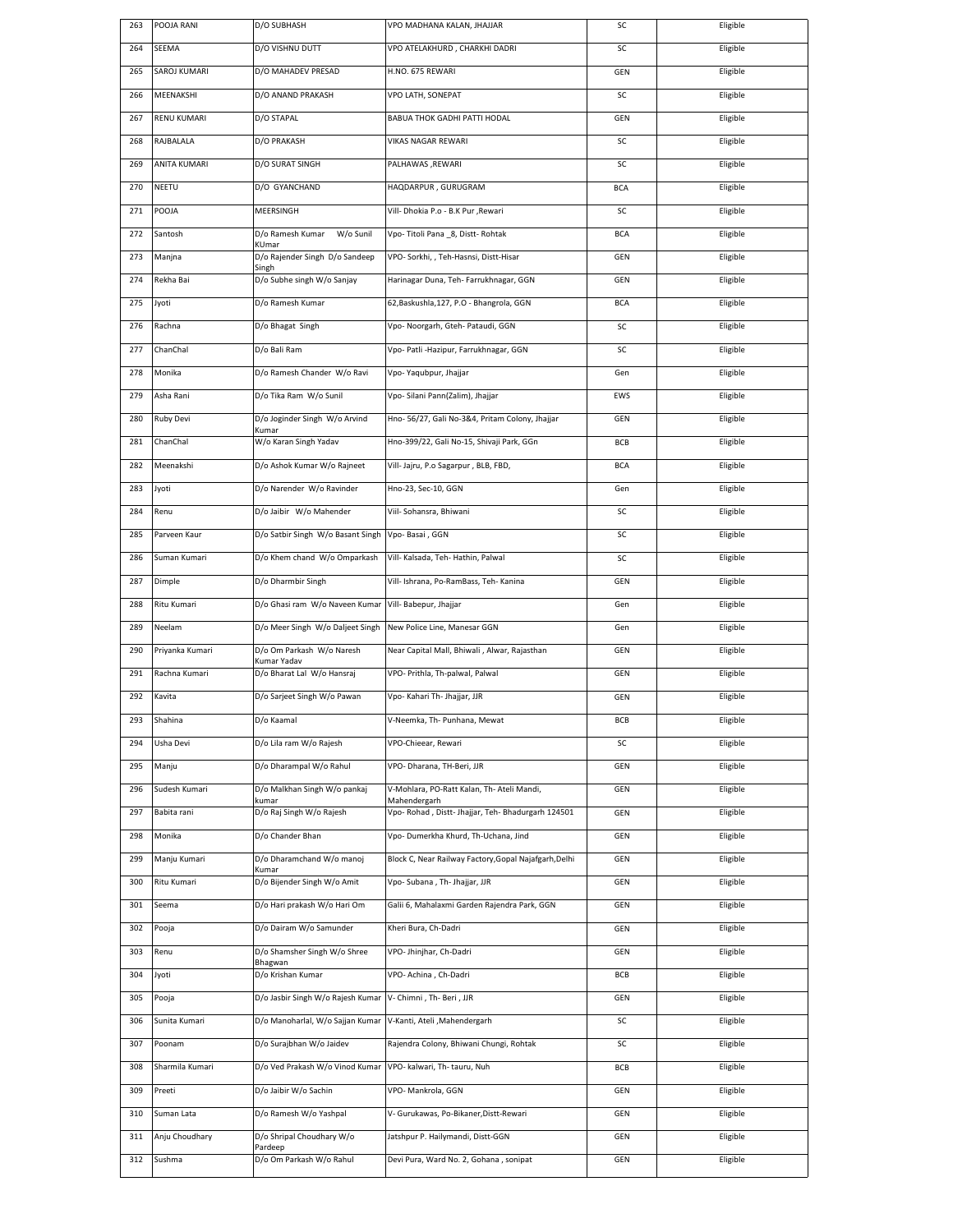| 263 | POOJA RANI | D/O SUBHASH | VPO MADHANA KALAN, JHAJJAR | SC | Eligible |
|---|---|---|---|---|---|
| 264 | SEEMA | D/O VISHNU DUTT | VPO ATELAKHURD , CHARKHI DADRI | SC | Eligible |
| 265 | SAROJ KUMARI | D/O MAHADEV PRESAD | H.NO. 675 REWARI | GEN | Eligible |
| 266 | MEENAKSHI | D/O ANAND PRAKASH | VPO LATH, SONEPAT | SC | Eligible |
| 267 | RENU KUMARI | D/O STAPAL | BABUA THOK GADHI PATTI HODAL | GEN | Eligible |
| 268 | RAJBALALA | D/O PRAKASH | VIKAS NAGAR REWARI | SC | Eligible |
| 269 | ANITA KUMARI | D/O SURAT SINGH | PALHAWAS ,REWARI | SC | Eligible |
| 270 | NEETU | D/O GYANCHAND | HAQDARPUR , GURUGRAM | BCA | Eligible |
| 271 | POOJA | MEERSINGH | Vill- Dhokia P.o - B.K Pur ,Rewari | SC | Eligible |
| 272 | Santosh | D/o Ramesh Kumar W/o Sunil KUmar | Vpo- Titoli Pana _8, Distt- Rohtak | BCA | Eligible |
| 273 | Manjna | D/o Rajender Singh D/o Sandeep Singh | VPO- Sorkhi, , Teh-Hasnsi, Distt-Hisar | GEN | Eligible |
| 274 | Rekha Bai | D/o Subhe singh W/o Sanjay | Harinagar Duna, Teh- Farrukhnagar, GGN | GEN | Eligible |
| 275 | Jyoti | D/o Ramesh Kumar | 62,Baskushla,127, P.O - Bhangrola, GGN | BCA | Eligible |
| 276 | Rachna | D/o Bhagat Singh | Vpo- Noorgarh, Gteh- Pataudi, GGN | SC | Eligible |
| 277 | ChanChal | D/o Bali Ram | Vpo- Patli -Hazipur, Farrukhnagar, GGN | SC | Eligible |
| 278 | Monika | D/o Ramesh Chander W/o Ravi | Vpo- Yaqubpur, Jhajjar | Gen | Eligible |
| 279 | Asha Rani | D/o Tika Ram W/o Sunil | Vpo- Silani Pann(Zalim), Jhajjar | EWS | Eligible |
| 280 | Ruby Devi | D/o Joginder Singh W/o Arvind Kumar | Hno- 56/27, Gali No-3&4, Pritam Colony, Jhajjar | GEN | Eligible |
| 281 | ChanChal | W/o Karan Singh Yadav | Hno-399/22, Gali No-15, Shivaji Park, GGn | BCB | Eligible |
| 282 | Meenakshi | D/o Ashok Kumar W/o Rajneet | Vill- Jajru, P.o Sagarpur , BLB, FBD, | BCA | Eligible |
| 283 | Jyoti | D/o Narender W/o Ravinder | Hno-23, Sec-10, GGN | Gen | Eligible |
| 284 | Renu | D/o Jaibir W/o Mahender | Viil- Sohansra, Bhiwani | SC | Eligible |
| 285 | Parveen Kaur | D/o Satbir Singh W/o Basant Singh | Vpo- Basai , GGN | SC | Eligible |
| 286 | Suman Kumari | D/o Khem chand W/o Omparkash | Vill- Kalsada, Teh- Hathin, Palwal | SC | Eligible |
| 287 | Dimple | D/o Dharmbir Singh | Vill- Ishrana, Po-RamBass, Teh- Kanina | GEN | Eligible |
| 288 | Ritu Kumari | D/o Ghasi ram W/o Naveen Kumar | Vill- Babepur, Jhajjar | Gen | Eligible |
| 289 | Neelam | D/o Meer Singh W/o Daljeet Singh | New Police Line, Manesar GGN | Gen | Eligible |
| 290 | Priyanka Kumari | D/o Om Parkash W/o Naresh Kumar Yadav | Near Capital Mall, Bhiwali , Alwar, Rajasthan | GEN | Eligible |
| 291 | Rachna Kumari | D/o Bharat Lal W/o Hansraj | VPO- Prithla, Th-palwal, Palwal | GEN | Eligible |
| 292 | Kavita | D/o Sarjeet Singh W/o Pawan | Vpo- Kahari Th- Jhajjar, JJR | GEN | Eligible |
| 293 | Shahina | D/o Kaamal | V-Neemka, Th- Punhana, Mewat | BCB | Eligible |
| 294 | Usha Devi | D/o Lila ram W/o Rajesh | VPO-Chieear, Rewari | SC | Eligible |
| 295 | Manju | D/o Dharampal W/o Rahul | VPO- Dharana, TH-Beri, JJR | GEN | Eligible |
| 296 | Sudesh Kumari | D/o Malkhan Singh W/o pankaj kumar | V-Mohlara, PO-Ratt Kalan, Th- Ateli Mandi, Mahendergarh | GEN | Eligible |
| 297 | Babita rani | D/o Raj Singh W/o Rajesh | Vpo- Rohad , Distt- Jhajjar, Teh- Bhadurgarh 124501 | GEN | Eligible |
| 298 | Monika | D/o Chander Bhan | Vpo- Dumerkha Khurd, Th-Uchana, Jind | GEN | Eligible |
| 299 | Manju Kumari | D/o Dharamchand W/o manoj Kumar | Block C, Near Railway Factory,Gopal Najafgarh,Delhi | GEN | Eligible |
| 300 | Ritu Kumari | D/o Bijender Singh W/o Amit | Vpo- Subana , Th- Jhajjar, JJR | GEN | Eligible |
| 301 | Seema | D/o Hari prakash W/o Hari Om | Galii 6, Mahalaxmi Garden Rajendra Park, GGN | GEN | Eligible |
| 302 | Pooja | D/o Dairam W/o Samunder | Kheri Bura, Ch-Dadri | GEN | Eligible |
| 303 | Renu | D/o Shamsher Singh W/o Shree Bhagwan | VPO- Jhinjhar, Ch-Dadri | GEN | Eligible |
| 304 | Jyoti | D/o Krishan Kumar | VPO- Achina , Ch-Dadri | BCB | Eligible |
| 305 | Pooja | D/o Jasbir Singh W/o Rajesh Kumar | V- Chimni , Th- Beri , JJR | GEN | Eligible |
| 306 | Sunita Kumari | D/o Manoharlal, W/o Sajjan Kumar | V-Kanti, Ateli ,Mahendergarh | SC | Eligible |
| 307 | Poonam | D/o Surajbhan W/o Jaidev | Rajendra Colony, Bhiwani Chungi, Rohtak | SC | Eligible |
| 308 | Sharmila Kumari | D/o Ved Prakash W/o Vinod Kumar | VPO- kalwari, Th- tauru, Nuh | BCB | Eligible |
| 309 | Preeti | D/o Jaibir W/o Sachin | VPO- Mankrola, GGN | GEN | Eligible |
| 310 | Suman Lata | D/o Ramesh W/o Yashpal | V- Gurukawas, Po-Bikaner,Distt-Rewari | GEN | Eligible |
| 311 | Anju Choudhary | D/o Shripal Choudhary W/o Pardeep | Jatshpur P. Hailymandi, Distt-GGN | GEN | Eligible |
| 312 | Sushma | D/o Om Parkash W/o Rahul | Devi Pura, Ward No. 2, Gohana , sonipat | GEN | Eligible |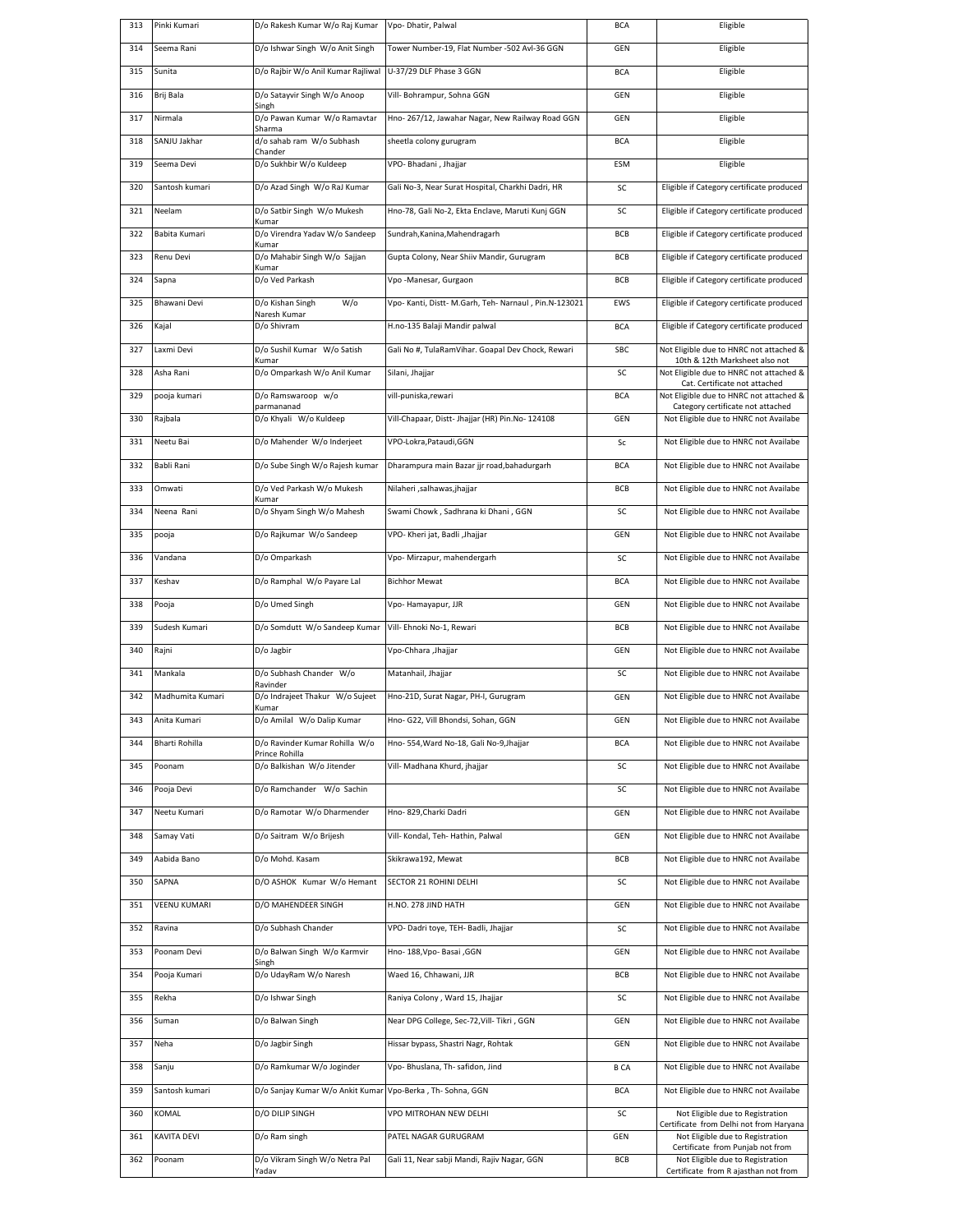| 313 | Pinki Kumari | D/o Rakesh Kumar W/o Raj Kumar | Vpo- Dhatir, Palwal | BCA | Eligible |
|---|---|---|---|---|---|
| 314 | Seema Rani | D/o Ishwar Singh W/o Anit Singh | Tower Number-19, Flat Number -502 Avl-36 GGN | GEN | Eligible |
| 315 | Sunita | D/o Rajbir W/o Anil Kumar Rajliwal | U-37/29 DLF Phase 3 GGN | BCA | Eligible |
| 316 | Brij Bala | D/o Satayvir Singh W/o Anoop Singh | Vill- Bohrampur, Sohna GGN | GEN | Eligible |
| 317 | Nirmala | D/o Pawan Kumar W/o Ramavtar Sharma | Hno- 267/12, Jawahar Nagar, New Railway Road GGN | GEN | Eligible |
| 318 | SANJU Jakhar | d/o sahab ram W/o Subhash Chander | sheetla colony gurugram | BCA | Eligible |
| 319 | Seema Devi | D/o Sukhbir W/o Kuldeep | VPO- Bhadani , Jhajjar | ESM | Eligible |
| 320 | Santosh kumari | D/o Azad Singh W/o RaJ Kumar | Gali No-3, Near Surat Hospital, Charkhi Dadri, HR | SC | Eligible if Category certificate produced |
| 321 | Neelam | D/o Satbir Singh W/o Mukesh Kumar | Hno-78, Gali No-2, Ekta Enclave, Maruti Kunj GGN | SC | Eligible if Category certificate produced |
| 322 | Babita Kumari | D/o Virendra Yadav W/o Sandeep Kumar | Sundrah,Kanina,Mahendragarh | BCB | Eligible if Category certificate produced |
| 323 | Renu Devi | D/o Mahabir Singh W/o Sajjan Kumar | Gupta Colony, Near Shiiv Mandir, Gurugram | BCB | Eligible if Category certificate produced |
| 324 | Sapna | D/o Ved Parkash | Vpo -Manesar, Gurgaon | BCB | Eligible if Category certificate produced |
| 325 | Bhawani Devi | D/o Kishan Singh W/o Naresh Kumar | Vpo- Kanti, Distt- M.Garh, Teh- Narnaul , Pin.N-123021 | EWS | Eligible if Category certificate produced |
| 326 | Kajal | D/o Shivram | H.no-135 Balaji Mandir palwal | BCA | Eligible if Category certificate produced |
| 327 | Laxmi Devi | D/o Sushil Kumar W/o Satish Kumar | Gali No #, TulaRamVihar. Goapal Dev Chock, Rewari | SBC | Not Eligible due to HNRC not attached & 10th & 12th Marksheet also not |
| 328 | Asha Rani | D/o Omparkash W/o Anil Kumar | Silani, Jhajjar | SC | Not Eligible due to HNRC not attached & Cat. Certificate not attached |
| 329 | pooja kumari | D/o Ramswaroop w/o parmananad | vill-puniska,rewari | BCA | Not Eligible due to HNRC not attached & Category certificate not attached |
| 330 | Rajbala | D/o Khyali W/o Kuldeep | Vill-Chapaar, Distt- Jhajjar (HR) Pin.No- 124108 | GEN | Not Eligible due to HNRC not Availabe |
| 331 | Neetu Bai | D/o Mahender W/o Inderjeet | VPO-Lokra,Pataudi,GGN | Sc | Not Eligible due to HNRC not Availabe |
| 332 | Babli Rani | D/o Sube Singh W/o Rajesh kumar | Dharampura main Bazar jjr road,bahadurgarh | BCA | Not Eligible due to HNRC not Availabe |
| 333 | Omwati | D/o Ved Parkash W/o Mukesh Kumar | Nilaheri ,salhawas,jhajjar | BCB | Not Eligible due to HNRC not Availabe |
| 334 | Neena Rani | D/o Shyam Singh W/o Mahesh | Swami Chowk , Sadhrana ki Dhani , GGN | SC | Not Eligible due to HNRC not Availabe |
| 335 | pooja | D/o Rajkumar W/o Sandeep | VPO- Kheri jat, Badli ,Jhajjar | GEN | Not Eligible due to HNRC not Availabe |
| 336 | Vandana | D/o Omparkash | Vpo- Mirzapur, mahendergarh | SC | Not Eligible due to HNRC not Availabe |
| 337 | Keshav | D/o Ramphal W/o Payare Lal | Bichhor Mewat | BCA | Not Eligible due to HNRC not Availabe |
| 338 | Pooja | D/o Umed Singh | Vpo- Hamayapur, JJR | GEN | Not Eligible due to HNRC not Availabe |
| 339 | Sudesh Kumari | D/o Somdutt W/o Sandeep Kumar | Vill- Ehnoki No-1, Rewari | BCB | Not Eligible due to HNRC not Availabe |
| 340 | Rajni | D/o Jagbir | Vpo-Chhara ,Jhajjar | GEN | Not Eligible due to HNRC not Availabe |
| 341 | Mankala | D/o Subhash Chander W/o Ravinder | Matanhail, Jhajjar | SC | Not Eligible due to HNRC not Availabe |
| 342 | Madhumita Kumari | D/o Indrajeet Thakur W/o Sujeet Kumar | Hno-21D, Surat Nagar, PH-I, Gurugram | GEN | Not Eligible due to HNRC not Availabe |
| 343 | Anita Kumari | D/o Amilal W/o Dalip Kumar | Hno- G22, Vill Bhondsi, Sohan, GGN | GEN | Not Eligible due to HNRC not Availabe |
| 344 | Bharti Rohilla | D/o Ravinder Kumar Rohilla W/o Prince Rohilla | Hno- 554,Ward No-18, Gali No-9,Jhajjar | BCA | Not Eligible due to HNRC not Availabe |
| 345 | Poonam | D/o Balkishan W/o Jitender | Vill- Madhana Khurd, jhajjar | SC | Not Eligible due to HNRC not Availabe |
| 346 | Pooja Devi | D/o Ramchander W/o Sachin | | SC | Not Eligible due to HNRC not Availabe |
| 347 | Neetu Kumari | D/o Ramotar W/o Dharmender | Hno- 829,Charki Dadri | GEN | Not Eligible due to HNRC not Availabe |
| 348 | Samay Vati | D/o Saitram W/o Brijesh | Vill- Kondal, Teh- Hathin, Palwal | GEN | Not Eligible due to HNRC not Availabe |
| 349 | Aabida Bano | D/o Mohd. Kasam | Skikrawa192, Mewat | BCB | Not Eligible due to HNRC not Availabe |
| 350 | SAPNA | D/O ASHOK Kumar W/o Hemant | SECTOR 21 ROHINI DELHI | SC | Not Eligible due to HNRC not Availabe |
| 351 | VEENU KUMARI | D/O MAHENDEER SINGH | H.NO. 278 JIND HATH | GEN | Not Eligible due to HNRC not Availabe |
| 352 | Ravina | D/o Subhash Chander | VPO- Dadri toye, TEH- Badli, Jhajjar | SC | Not Eligible due to HNRC not Availabe |
| 353 | Poonam Devi | D/o Balwan Singh W/o Karmvir Singh | Hno- 188,Vpo- Basai ,GGN | GEN | Not Eligible due to HNRC not Availabe |
| 354 | Pooja Kumari | D/o UdayRam W/o Naresh | Waed 16, Chhawani, JJR | BCB | Not Eligible due to HNRC not Availabe |
| 355 | Rekha | D/o Ishwar Singh | Raniya Colony , Ward 15, Jhajjar | SC | Not Eligible due to HNRC not Availabe |
| 356 | Suman | D/o Balwan Singh | Near DPG College, Sec-72,Vill- Tikri , GGN | GEN | Not Eligible due to HNRC not Availabe |
| 357 | Neha | D/o Jagbir Singh | Hissar bypass, Shastri Nagr, Rohtak | GEN | Not Eligible due to HNRC not Availabe |
| 358 | Sanju | D/o Ramkumar W/o Joginder | Vpo- Bhuslana, Th- safidon, Jind | B CA | Not Eligible due to HNRC not Availabe |
| 359 | Santosh kumari | D/o Sanjay Kumar W/o Ankit Kumar | Vpo-Berka , Th- Sohna, GGN | BCA | Not Eligible due to HNRC not Availabe |
| 360 | KOMAL | D/O DILIP SINGH | VPO MITROHAN NEW DELHI | SC | Not Eligible due to Registration Certificate from Delhi not from Haryana |
| 361 | KAVITA DEVI | D/o Ram singh | PATEL NAGAR GURUGRAM | GEN | Not Eligible due to Registration Certificate from Punjab not from |
| 362 | Poonam | D/o Vikram Singh W/o Netra Pal Yadav | Gali 11, Near sabji Mandi, Rajiv Nagar, GGN | BCB | Not Eligible due to Registration Certificate from R ajasthan not from |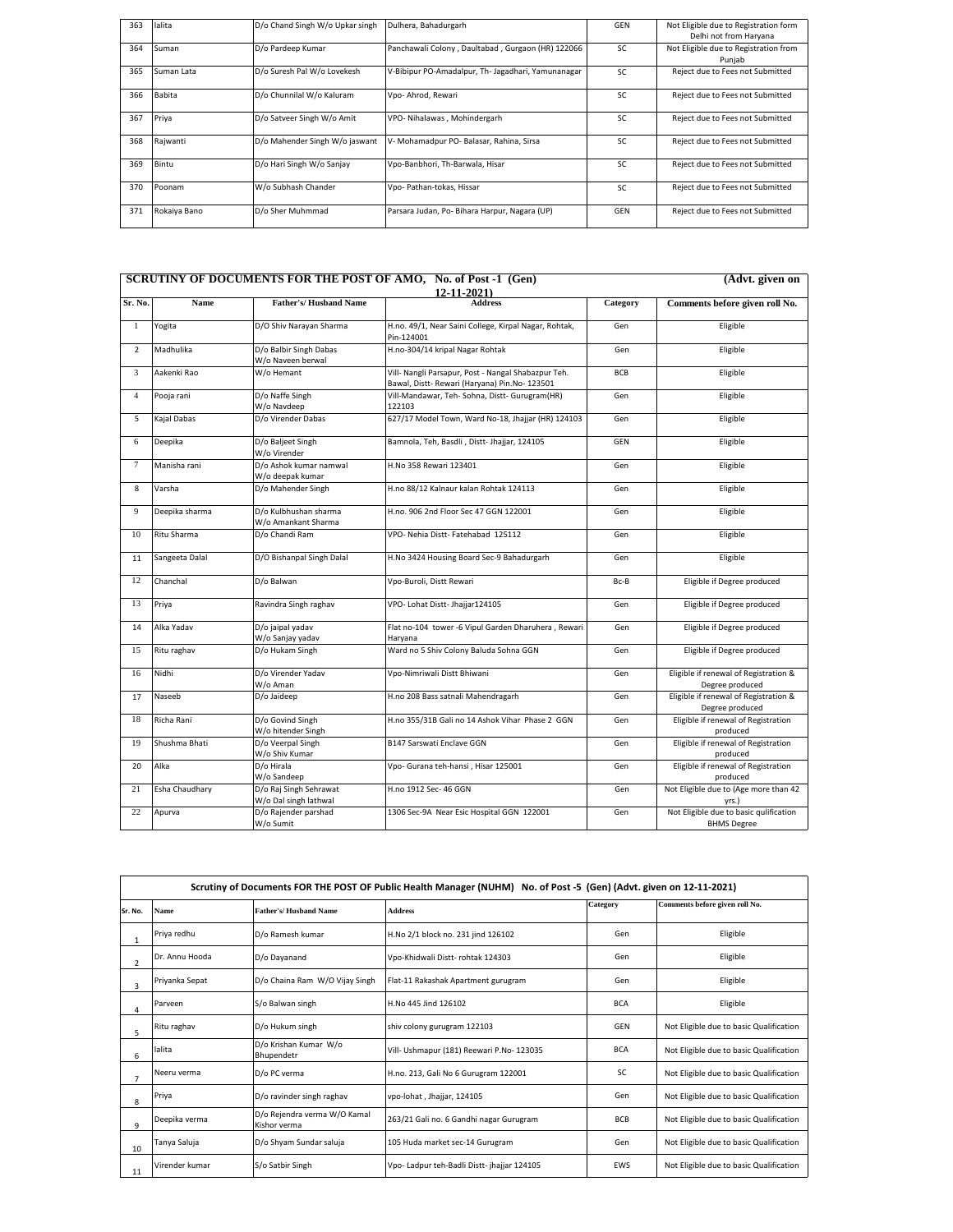| 363 | lalita | D/o Chand Singh W/o Upkar singh | Dulhera, Bahadurgarh | GEN | Not Eligible due to Registration form Delhi not from Haryana |
|---|---|---|---|---|---|
| 364 | Suman | D/o Pardeep Kumar | Panchawali Colony , Daultabad , Gurgaon (HR) 122066 | SC | Not Eligible due to Registration from Punjab |
| 365 | Suman Lata | D/o Suresh Pal W/o Lovekesh | V-Bibipur PO-Amadalpur, Th- Jagadhari, Yamunanagar | SC | Reject due to Fees not Submitted |
| 366 | Babita | D/o Chunnilal W/o Kaluram | Vpo- Ahrod, Rewari | SC | Reject due to Fees not Submitted |
| 367 | Priya | D/o Satveer Singh W/o Amit | VPO- Nihalawas , Mohindergarh | SC | Reject due to Fees not Submitted |
| 368 | Rajwanti | D/o Mahender Singh W/o jaswant | V- Mohamadpur PO- Balasar, Rahina, Sirsa | SC | Reject due to Fees not Submitted |
| 369 | Bintu | D/o Hari Singh W/o Sanjay | Vpo-Banbhori, Th-Barwala, Hisar | SC | Reject due to Fees not Submitted |
| 370 | Poonam | W/o Subhash Chander | Vpo- Pathan-tokas, Hissar | SC | Reject due to Fees not Submitted |
| 371 | Rokaiya Bano | D/o Sher Muhmmad | Parsara Judan, Po- Bihara Harpur, Nagara (UP) | GEN | Reject due to Fees not Submitted |

**SCRUTINY OF DOCUMENTS FOR THE POST OF AMO, No. of Post -1 (Gen) (Advt. given on 12-11-2021)**

| Sr. No. | Name | Father's/ Husband Name | Address | Category | Comments before given roll No. |
|---|---|---|---|---|---|
| 1 | Yogita | D/O Shiv Narayan Sharma | H.no. 49/1, Near Saini College, Kirpal Nagar, Rohtak, Pin-124001 | Gen | Eligible |
| 2 | Madhulika | D/o Balbir Singh Dabas W/o Naveen berwal | H.no-304/14 kripal Nagar Rohtak | Gen | Eligible |
| 3 | Aakenki Rao | W/o Hemant | Vill- Nangli Parsapur, Post - Nangal Shabazpur Teh. Bawal, Distt- Rewari (Haryana) Pin.No- 123501 | BCB | Eligible |
| 4 | Pooja rani | D/o Naffe Singh W/o Navdeep | Vill-Mandawar, Teh- Sohna, Distt- Gurugram(HR) 122103 | Gen | Eligible |
| 5 | Kajal Dabas | D/o Virender Dabas | 627/17 Model Town, Ward No-18, Jhajjar (HR) 124103 | Gen | Eligible |
| 6 | Deepika | D/o Baljeet Singh W/o Virender | Bamnola, Teh, Basdli , Distt- Jhajjar, 124105 | GEN | Eligible |
| 7 | Manisha rani | D/o Ashok kumar namwal W/o deepak kumar | H.No 358 Rewari 123401 | Gen | Eligible |
| 8 | Varsha | D/o Mahender Singh | H.no 88/12 Kalnaur kalan Rohtak 124113 | Gen | Eligible |
| 9 | Deepika sharma | D/o Kulbhushan sharma W/o Amankant Sharma | H.no. 906 2nd Floor Sec 47 GGN 122001 | Gen | Eligible |
| 10 | Ritu Sharma | D/o Chandi Ram | VPO- Nehia Distt- Fatehabad 125112 | Gen | Eligible |
| 11 | Sangeeta Dalal | D/O Bishanpal Singh Dalal | H.No 3424 Housing Board Sec-9 Bahadurgarh | Gen | Eligible |
| 12 | Chanchal | D/o Balwan | Vpo-Buroli, Distt Rewari | Bc-B | Eligible if Degree produced |
| 13 | Priya | Ravindra Singh raghav | VPO- Lohat Distt- Jhajjar124105 | Gen | Eligible if Degree produced |
| 14 | Alka Yadav | D/o jaipal yadav W/o Sanjay yadav | Flat no-104 tower -6 Vipul Garden Dharuhera , Rewari Haryana | Gen | Eligible if Degree produced |
| 15 | Ritu raghav | D/o Hukam Singh | Ward no 5 Shiv Colony Baluda Sohna GGN | Gen | Eligible if Degree produced |
| 16 | Nidhi | D/o Virender Yadav W/o Aman | Vpo-Nimriwali Distt Bhiwani | Gen | Eligible if renewal of Registration & Degree produced |
| 17 | Naseeb | D/o Jaideep | H.no 208 Bass satnali Mahendragarh | Gen | Eligible if renewal of Registration & Degree produced |
| 18 | Richa Rani | D/o Govind Singh W/o hitender Singh | H.no 355/31B Gali no 14 Ashok Vihar Phase 2 GGN | Gen | Eligible if renewal of Registration produced |
| 19 | Shushma Bhati | D/o Veerpal Singh W/o Shiv Kumar | B147 Sarswati Enclave GGN | Gen | Eligible if renewal of Registration produced |
| 20 | Alka | D/o Hirala W/o Sandeep | Vpo- Gurana teh-hansi , Hisar 125001 | Gen | Eligible if renewal of Registration produced |
| 21 | Esha Chaudhary | D/o Raj Singh Sehrawat W/o Dal singh lathwal | H.no 1912 Sec- 46 GGN | Gen | Not Eligible due to (Age more than 42 yrs.) |
| 22 | Apurva | D/o Rajender parshad W/o Sumit | 1306 Sec-9A Near Esic Hospital GGN 122001 | Gen | Not Eligible due to basic qulification BHMS Degree |

**Scrutiny of Documents FOR THE POST OF Public Health Manager (NUHM) No. of Post -5 (Gen) (Advt. given on 12-11-2021)**

| Sr. No. | Name | Father's/ Husband Name | Address | Category | Comments before given roll No. |
|---|---|---|---|---|---|
| 1 | Priya redhu | D/o Ramesh kumar | H.No 2/1 block no. 231 jind 126102 | Gen | Eligible |
| 2 | Dr. Annu Hooda | D/o Dayanand | Vpo-Khidwali Distt- rohtak 124303 | Gen | Eligible |
| 3 | Priyanka Sepat | D/o Chaina Ram W/O Vijay Singh | Flat-11 Rakashak Apartment gurugram | Gen | Eligible |
| 4 | Parveen | S/o Balwan singh | H.No 445 Jind 126102 | BCA | Eligible |
| 5 | Ritu raghav | D/o Hukum singh | shiv colony gurugram 122103 | GEN | Not Eligible due to basic Qualification |
| 6 | lalita | D/o Krishan Kumar W/o Bhupendetr | Vill- Ushmapur (181) Reewari P.No- 123035 | BCA | Not Eligible due to basic Qualification |
| 7 | Neeru verma | D/o PC verma | H.no. 213, Gali No 6 Gurugram 122001 | SC | Not Eligible due to basic Qualification |
| 8 | Priya | D/o ravinder singh raghav | vpo-lohat , Jhajjar, 124105 | Gen | Not Eligible due to basic Qualification |
| 9 | Deepika verma | D/o Rejendra verma W/O Kamal Kishor verma | 263/21 Gali no. 6 Gandhi nagar Gurugram | BCB | Not Eligible due to basic Qualification |
| 10 | Tanya Saluja | D/o Shyam Sundar saluja | 105 Huda market sec-14 Gurugram | Gen | Not Eligible due to basic Qualification |
| 11 | Virender kumar | S/o Satbir Singh | Vpo- Ladpur teh-Badli Distt- jhajjar 124105 | EWS | Not Eligible due to basic Qualification |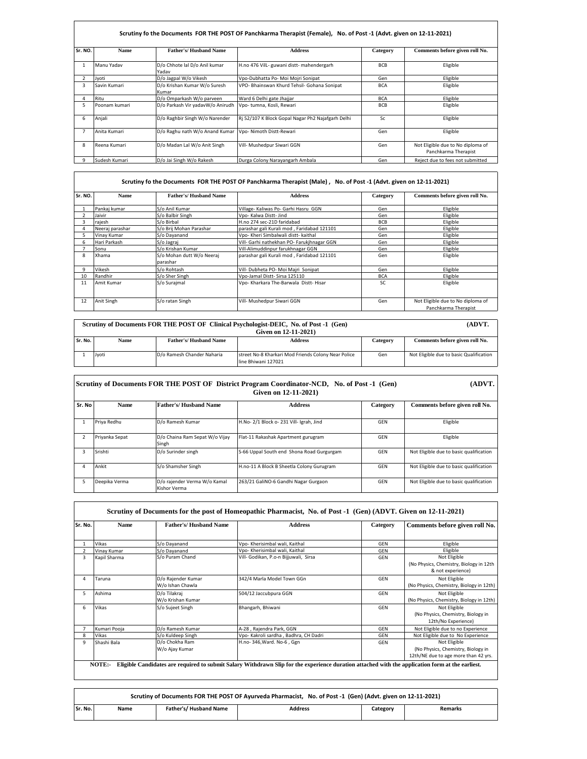### Scrutiny fo the Documents FOR THE POST OF Panchkarma Therapist (Female), No. of Post -1 (Advt. given on 12-11-2021)

| Sr. NO. | Name | Father's/ Husband Name | Address | Category | Comments before given roll No. |
|---|---|---|---|---|---|
| 1 | Manu Yadav | D/o Chhote lal D/o Anil kumar Yadav | H.no 476 VilL- guwani distt- mahendergarh | BCB | Eligible |
| 2 | Jyoti | D/o Jagpal W/o Vikesh | Vpo-Dubhatta Po- Moi Mojri Sonipat | Gen | Eligible |
| 3 | Savin Kumari | D/o Krishan Kumar W/o Suresh Kumar | VPO- Bhainswan Khurd Tehsil- Gohana Sonipat | BCA | Eligible |
| 4 | Ritu | D/o Omparkash W/o parveen | Ward 6 Delhi gate Jhajjar | BCA | Eligible |
| 5 | Poonam kumari | D/o Parkash Vir yadavW/o Anirudh | Vpo- tumna, Kosli, Rewari | BCB | Eligible |
| 6 | Anjali | D/o Raghbir Singh W/o Narender | Rj 52/107 K Block Gopal Nagar Ph2 Najafgarh Delhi | Sc | Eligible |
| 7 | Anita Kumari | D/o Raghu nath W/o Anand Kumar | Vpo- Nimoth Distt-Rewari | Gen | Eligible |
| 8 | Reena Kumari | D/o Madan Lal W/o Anit Singh | Vill- Mushedpur Siwari GGN | Gen | Not Eligible due to No diploma of Panchkarma Therapist |
| 9 | Sudesh Kumari | D/o Jai Singh W/o Rakesh | Durga Colony Narayangarh Ambala | Gen | Reject due to fees not submitted |

### Scrutiny fo the Documents FOR THE POST OF Panchkarma Therapist (Male), No. of Post -1 (Advt. given on 12-11-2021)

| Sr. NO. | Name | Father's/ Husband Name | Address | Category | Comments before given roll No. |
|---|---|---|---|---|---|
| 1 | Pankaj kumar | S/o Anil Kumar | Village- Kaliwas Po- Garhi Hasru GGN | Gen | Eligible |
| 2 | Jaivir | S/o Balbir Singh | Vpo- Kalwa Distt- Jind | Gen | Eligible |
| 3 | rajesh | S/o Birbal | H.no 274 sec-21D faridabad | BCB | Eligible |
| 4 | Neeraj parashar | S/o Brij Mohan Parashar | parashar gali Kurali mod , Faridabad 121101 | Gen | Eligible |
| 5 | Vinay Kumar | S/o Dayanand | Vpo- Kheri Simbalwali distt- kaithal | Gen | Eligible |
| 6 | Hari Parkash | S/o Jagraj | Vill- Garhi nathekhan PO- Farukjhnagar GGN | Gen | Eligible |
| 7 | Sonu | S/o Krishan Kumar | Vill-Alimuddinpur farukhnagar GGN | Gen | Eligible |
| 8 | Xhama | S/o Mohan dutt W/o Neeraj parashar | parashar gali Kurali mod , Faridabad 121101 | Gen | Eligible |
| 9 | Vikesh | S/o Rohtash | Vill- Dubheta PO- Moi Majri Sonipat | Gen | Eligible |
| 10 | Randhir | S/o Sher Singh | Vpo-Jamal Distt- Sirsa 125110 | BCA | Eligible |
| 11 | Amit Kumar | S/o Surajmal | Vpo- Kharkara The-Barwala Distt- Hisar | SC | Eligible |
| 12 | Anit Singh | S/o ratan Singh | Vill- Mushedpur Siwari GGN | Gen | Not Eligible due to No diploma of Panchkarma Therapist |

### Scrutiny of Documents FOR THE POST OF Clinical Psychologist-DEIC, No. of Post -1 (Gen) (ADVT. Given on 12-11-2021)

| Sr. No. | Name | Father's/ Husband Name | Address | Category | Comments before given roll No. |
|---|---|---|---|---|---|
| 1 | Jyoti | D/o Ramesh Chander Naharia | street No-8 Kharkari Mod Friends Colony Near Police line Bhiwani 127021 | Gen | Not Eligible due to basic Qualification |

### Scrutiny of Documents FOR THE POST OF District Program Coordinator-NCD, No. of Post -1 (Gen) (ADVT. Given on 12-11-2021)

| Sr. No | Name | Father's/ Husband Name | Address | Category | Comments before given roll No. |
|---|---|---|---|---|---|
| 1 | Priya Redhu | D/o Ramesh Kumar | H.No- 2/1 Block o- 231 Vill- Igrah, Jind | GEN | Eligible |
| 2 | Priyanka Sepat | D/o Chaina Ram Sepat W/o Vijay Singh | Flat-11 Rakashak Apartment gurugram | GEN | Eligible |
| 3 | Srishti | D/o Surinder singh | S-66 Uppal South end Shona Road Gurgurgam | GEN | Not Eligible due to basic qualification |
| 4 | Ankit | S/o Shamsher Singh | H.no-11 A Block B Sheetla Colony Gurugram | GEN | Not Eligible due to basic qualification |
| 5 | Deepika Verma | D/o rajender Verma W/o Kamal Kishor Verma | 263/21 GaliNO-6 Gandhi Nagar Gurgaon | GEN | Not Eligible due to basic qualification |

### Scrutiny of Documents for the post of Homeopathic Pharmacist, No. of Post -1 (Gen) (ADVT. Given on 12-11-2021)

| Sr. No. | Name | Father's/ Husband Name | Address | Category | Comments before given roll No. |
|---|---|---|---|---|---|
| 1 | Vikas | S/o Dayanand | Vpo- Kherisimbal wali, Kaithal | GEN | Eligible |
| 2 | Vinay Kumar | S/o Dayanand | Vpo- Kherisimbal wali, Kaithal | GEN | Eligible |
| 3 | Kapil Sharma | S/o Puram Chand | Vill- Godikan, P.o-n Bijjuwali, Sirsa | GEN | Not Eligible (No Physics, Chemistry, Biology in 12th & not experience) |
| 4 | Taruna | D/o Rajender Kumar W/o Ishan Chawla | 342/4 Marla Model Town GGn | GEN | Not Eligible (No Physics, Chemistry, Biology in 12th) |
| 5 | Ashima | D/o Tilakraj W/o Krishan Kumar | 504/12 Jaccubpura GGN | GEN | Not Eligible (No Physics, Chemistry, Biology in 12th) |
| 6 | Vikas | S/o Sujeet Singh | Bhangarh, Bhiwani | GEN | Not Eligible (No Physics, Chemistry, Biology in 12th/No Experience) |
| 7 | Kumari Pooja | D/o Ramesh Kumar | A-28 , Rajendra Park, GGN | GEN | Not Eligible due to no Experience |
| 8 | Vikas | S/o Kuldeep Singh | Vpo- Kakroli sardha , Badhra, CH Dadri | GEN | Not Eligible due to No Experience |
| 9 | Shashi Bala | D/o Chokha Ram W/o Ajay Kumar | H.no- 346,Ward. No-6 , Ggn | GEN | Not Eligible (No Physics, Chemistry, Biology in 12th/NE due to age more than 42 yrs. |

**NOTE:-** Eligible Candidates are required to submit Salary Withdrawn Slip for the experience duration attached with the application form at the earliest.

### Scrutiny of Documents FOR THE POST OF Ayurveda Pharmacist, No. of Post -1 (Gen) (Advt. given on 12-11-2021)

| Sr. No. | Name | Father's/ Husband Name | Address | Category | Remarks |
|---|---|---|---|---|---|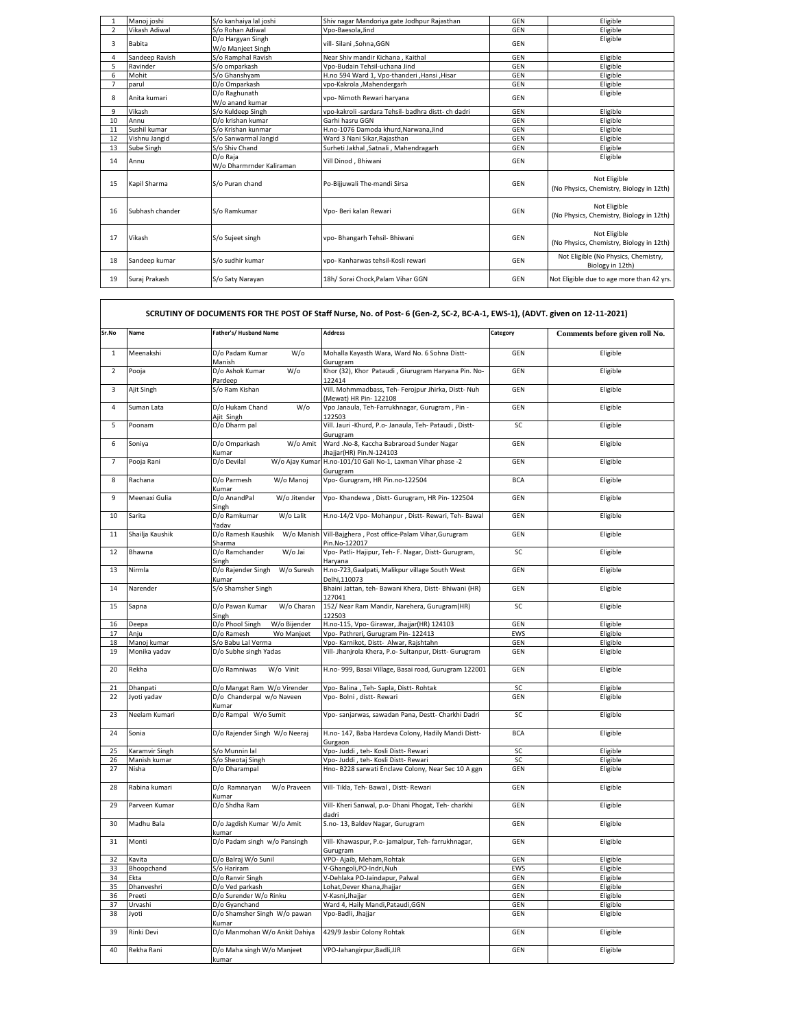| | | | | | |
|---|---|---|---|---|---|
| 1 | Manoj joshi | S/o kanhaiya lal joshi | Shiv nagar Mandoriya gate Jodhpur Rajasthan | GEN | Eligible |
| 2 | Vikash Adiwal | S/o Rohan Adiwal | Vpo-Baesola,Jind | GEN | Eligible |
| 3 | Babita | D/o Hargyan Singh W/o Manjeet Singh | vill- Silani ,Sohna,GGN | GEN | Eligible |
| 4 | Sandeep Ravish | S/o Ramphal Ravish | Near Shiv mandir Kichana , Kaithal | GEN | Eligible |
| 5 | Ravinder | S/o omparkash | Vpo-Budain Tehsil-uchana Jind | GEN | Eligible |
| 6 | Mohit | S/o Ghanshyam | H.no 594 Ward 1, Vpo-thanderi ,Hansi ,Hisar | GEN | Eligible |
| 7 | parul | D/o Omparkash | vpo-Kakrola ,Mahendergarh | GEN | Eligible |
| 8 | Anita kumari | D/o Raghunath W/o anand kumar | vpo- Nimoth Rewari haryana | GEN | Eligible |
| 9 | Vikash | S/o Kuldeep Singh | vpo-kakroli -sardara Tehsil- badhra distt- ch dadri | GEN | Eligible |
| 10 | Annu | D/o krishan kumar | Garhi hasru GGN | GEN | Eligible |
| 11 | Sushil kumar | S/o Krishan kunmar | H.no-1076 Damoda khurd,Narwana,Jind | GEN | Eligible |
| 12 | Vishnu Jangid | S/o Sanwarmal Jangid | Ward 3 Nani Sikar,Rajasthan | GEN | Eligible |
| 13 | Sube Singh | S/o Shiv Chand | Surheti Jakhal ,Satnali , Mahendragarh | GEN | Eligible |
| 14 | Annu | D/o Raja W/o Dharmrnder Kaliraman | Vill Dinod , Bhiwani | GEN | Eligible |
| 15 | Kapil Sharma | S/o Puran chand | Po-Bijjuwali The-mandi Sirsa | GEN | Not Eligible (No Physics, Chemistry, Biology in 12th) |
| 16 | Subhash chander | S/o Ramkumar | Vpo- Beri kalan Rewari | GEN | Not Eligible (No Physics, Chemistry, Biology in 12th) |
| 17 | Vikash | S/o Sujeet singh | vpo- Bhangarh Tehsil- Bhiwani | GEN | Not Eligible (No Physics, Chemistry, Biology in 12th) |
| 18 | Sandeep kumar | S/o sudhir kumar | vpo- Kanharwas tehsil-Kosli rewari | GEN | Not Eligible (No Physics, Chemistry, Biology in 12th) |
| 19 | Suraj Prakash | S/o Saty Narayan | 18h/ Sorai Chock,Palam Vihar GGN | GEN | Not Eligible due to age more than 42 yrs. |

## SCRUTINY OF DOCUMENTS FOR THE POST OF Staff Nurse, No. of Post- 6 (Gen-2, SC-2, BC-A-1, EWS-1), (ADVT. given on 12-11-2021)

| Sr.No | Name | Father's/ Husband Name | Address | Category | Comments before given roll No. |
|---|---|---|---|---|---|
| 1 | Meenakshi | D/o Padam Kumar W/o Manish | Mohalla Kayasth Wara, Ward No. 6 Sohna Distt- Gurugram | GEN | Eligible |
| 2 | Pooja | D/o Ashok Kumar W/o Pardeep | Khor (32), Khor Pataudi , Giurugram Haryana Pin. No- 122414 | GEN | Eligible |
| 3 | Ajit Singh | S/o Ram Kishan | Vill. Mohmmadbass, Teh- Ferojpur Jhirka, Distt- Nuh (Mewat) HR Pin- 122108 | GEN | Eligible |
| 4 | Suman Lata | D/o Hukam Chand W/o Ajit Singh | Vpo Janaula, Teh-Farrukhnagar, Gurugram , Pin - 122503 | GEN | Eligible |
| 5 | Poonam | D/o Dharm pal | Vill. Jauri -Khurd, P.o- Janaula, Teh- Pataudi , Distt- Gurugram | SC | Eligible |
| 6 | Soniya | D/o Omparkash W/o Amit Kumar | Ward .No-8, Kaccha Babraroad Sunder Nagar Jhajjar(HR) Pin.N-124103 | GEN | Eligible |
| 7 | Pooja Rani | D/o Devilal W/o Ajay Kumar | H.no-101/10 Gali No-1, Laxman Vihar phase -2 Gurugram | GEN | Eligible |
| 8 | Rachana | D/o Parmesh W/o Manoj Kumar | Vpo- Gurugram, HR Pin.no-122504 | BCA | Eligible |
| 9 | Meenaxi Gulia | D/o AnandPal W/o Jitender Singh | Vpo- Khandewa , Distt- Gurugram, HR Pin- 122504 | GEN | Eligible |
| 10 | Sarita | D/o Ramkumar W/o Lalit Yadav | H.no-14/2 Vpo- Mohanpur , Distt- Rewari, Teh- Bawal | GEN | Eligible |
| 11 | Shailja Kaushik | D/o Ramesh Kaushik W/o Manish Sharma | Vill-Bajghera , Post office-Palam Vihar,Gurugram Pin.No-122017 | GEN | Eligible |
| 12 | Bhawna | D/o Ramchander W/o Jai Singh | Vpo- Patli- Hajipur, Teh- F. Nagar, Distt- Gurugram, Haryana | SC | Eligible |
| 13 | Nirmla | D/o Rajender Singh W/o Suresh Kumar | H.no-723,Gaalpati, Malikpur village South West Delhi,110073 | GEN | Eligible |
| 14 | Narender | S/o Shamsher Singh | Bhaini Jattan, teh- Bawani Khera, Distt- Bhiwani (HR) 127041 | GEN | Eligible |
| 15 | Sapna | D/o Pawan Kumar W/o Charan Singh | 152/ Near Ram Mandir, Narehera, Gurugram(HR) 122503 | SC | Eligible |
| 16 | Deepa | D/o Phool Singh W/o Bijender | H.no-115, Vpo- Girawar, Jhajjar(HR) 124103 | GEN | Eligible |
| 17 | Anju | D/o Ramesh Wo Manjeet | Vpo- Pathreri, Gurugram Pin- 122413 | EWS | Eligible |
| 18 | Manoj kumar | S/o Babu Lal Verma | Vpo- Karnikot, Distt- Alwar, Rajshtahn | GEN | Eligible |
| 19 | Monika yadav | D/o Subhe singh Yadas | Vill- Jhanjrola Khera, P.o- Sultanpur, Distt- Gurugram | GEN | Eligible |
| 20 | Rekha | D/o Ramniwas W/o Vinit | H.no- 999, Basai Village, Basai road, Gurugram 122001 | GEN | Eligible |
| 21 | Dhanpati | D/o Mangat Ram W/o Virender | Vpo- Balina , Teh- Sapla, Distt- Rohtak | SC | Eligible |
| 22 | Jyoti yadav | D/o Chanderpal w/o Naveen Kumar | Vpo- Bolni , distt- Rewari | GEN | Eligible |
| 23 | Neelam Kumari | D/o Rampal W/o Sumit | Vpo- sanjarwas, sawadan Pana, Destt- Charkhi Dadri | SC | Eligible |
| 24 | Sonia | D/o Rajender Singh W/o Neeraj | H.no- 147, Baba Hardeva Colony, Hadily Mandi Distt- Gurgaon | BCA | Eligible |
| 25 | Karamvir Singh | S/o Munnin lal | Vpo- Juddi , teh- Kosli Distt- Rewari | SC | Eligible |
| 26 | Manish kumar | S/o Sheotaj Singh | Vpo- Juddi , teh- Kosli Distt- Rewari | SC | Eligible |
| 27 | Nisha | D/o Dharampal | Hno- B228 sarwati Enclave Colony, Near Sec 10 A ggn | GEN | Eligible |
| 28 | Rabina kumari | D/o Ramnaryan W/o Praveen Kumar | Vill- Tikla, Teh- Bawal , Distt- Rewari | GEN | Eligible |
| 29 | Parveen Kumar | D/o Shdha Ram | Vill- Kheri Sanwal, p.o- Dhani Phogat, Teh- charkhi dadri | GEN | Eligible |
| 30 | Madhu Bala | D/o Jagdish Kumar W/o Amit kumar | S.no- 13, Baldev Nagar, Gurugram | GEN | Eligible |
| 31 | Monti | D/o Padam singh w/o Pansingh | Vill- Khawaspur, P.o- jamalpur, Teh- farrukhnagar, Gurugram | GEN | Eligible |
| 32 | Kavita | D/o Balraj W/o Sunil | VPO- Ajaib, Meham,Rohtak | GEN | Eligible |
| 33 | Bhoopchand | S/o Hariram | V-Ghangoli,PO-Indri,Nuh | EWS | Eligible |
| 34 | Ekta | D/o Ranvir Singh | V-Dehlaka PO-Jaindapur, Palwal | GEN | Eligible |
| 35 | Dhanveshri | D/o Ved parkash | Lohat,Dever Khana,Jhajjar | GEN | Eligible |
| 36 | Preeti | D/o Surender W/o Rinku | V-Kasni,Jhajjar | GEN | Eligible |
| 37 | Urvashi | D/o Gyanchand | Ward 4, Haily Mandi,Pataudi,GGN | GEN | Eligible |
| 38 | Jyoti | D/o Shamsher Singh W/o pawan Kumar | Vpo-Badli, Jhajjar | GEN | Eligible |
| 39 | Rinki Devi | D/o Manmohan W/o Ankit Dahiya | 429/9 Jasbir Colony Rohtak | GEN | Eligible |
| 40 | Rekha Rani | D/o Maha singh W/o Manjeet kumar | VPO-Jahangirpur,Badli,JJR | GEN | Eligible |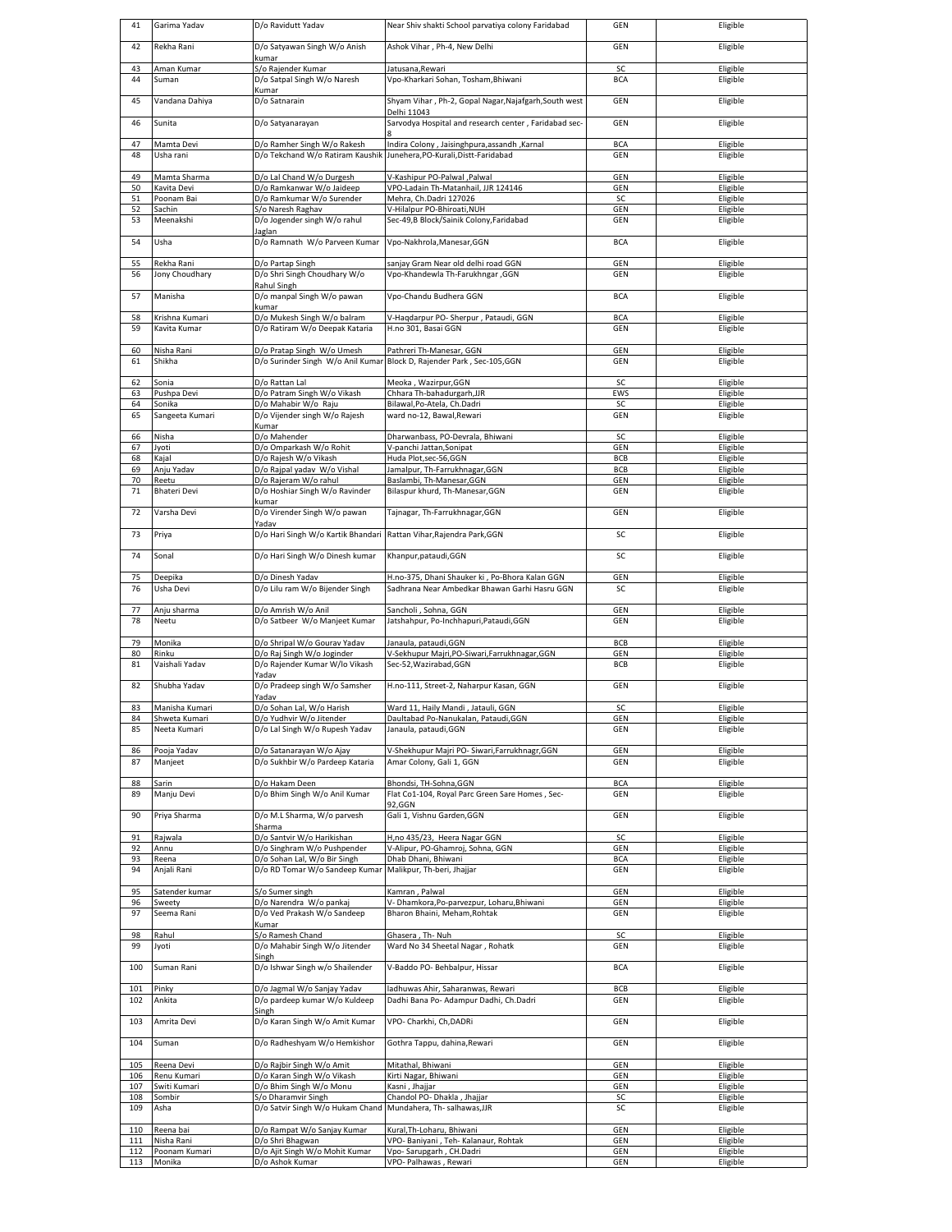| 41 | Garima Yadav | D/o Ravidutt Yadav | Near Shiv shakti School parvatiya colony Faridabad | GEN | Eligible |
|---|---|---|---|---|---|
| 42 | Rekha Rani | D/o Satyawan Singh W/o Anish kumar | Ashok Vihar , Ph-4, New Delhi | GEN | Eligible |
| 43 | Aman Kumar | S/o Rajender Kumar | Jatusana,Rewari | SC | Eligible |
| 44 | Suman | D/o Satpal Singh W/o Naresh Kumar | Vpo-Kharkari Sohan, Tosham,Bhiwani | BCA | Eligible |
| 45 | Vandana Dahiya | D/o Satnarain | Shyam Vihar , Ph-2, Gopal Nagar,Najafgarh,South west Delhi 11043 | GEN | Eligible |
| 46 | Sunita | D/o Satyanarayan | Sarvodya Hospital and research center , Faridabad sec-8 | GEN | Eligible |
| 47 | Mamta Devi | D/o Ramher Singh W/o Rakesh | Indira Colony , Jaisinghpura,assandh ,Karnal | BCA | Eligible |
| 48 | Usha rani | D/o Tekchand W/o Ratiram Kaushik | Junehera,PO-Kurali,Distt-Faridabad | GEN | Eligible |
| 49 | Mamta Sharma | D/o Lal Chand W/o Durgesh | V-Kashipur PO-Palwal ,Palwal | GEN | Eligible |
| 50 | Kavita Devi | D/o Ramkanwar W/o Jaideep | VPO-Ladain Th-Matanhail, JJR 124146 | GEN | Eligible |
| 51 | Poonam Bai | D/o Ramkumar W/o Surender | Mehra, Ch.Dadri 127026 | SC | Eligible |
| 52 | Sachin | S/o Naresh Raghav | V-Hilalpur PO-Bhiroati,NUH | GEN | Eligible |
| 53 | Meenakshi | D/o Jogender singh W/o rahul Jaglan | Sec-49,B Block/Sainik Colony,Faridabad | GEN | Eligible |
| 54 | Usha | D/o Ramnath W/o Parveen Kumar | Vpo-Nakhrola,Manesar,GGN | BCA | Eligible |
| 55 | Rekha Rani | D/o Partap Singh | sanjay Gram Near old delhi road GGN | GEN | Eligible |
| 56 | Jony Choudhary | D/o Shri Singh Choudhary W/o Rahul Singh | Vpo-Khandewla Th-Farukhngar ,GGN | GEN | Eligible |
| 57 | Manisha | D/o manpal Singh W/o pawan kumar | Vpo-Chandu Budhera GGN | BCA | Eligible |
| 58 | Krishna Kumari | D/o Mukesh Singh W/o balram | V-Haqdarpur PO- Sherpur , Pataudi, GGN | BCA | Eligible |
| 59 | Kavita Kumar | D/o Ratiram W/o Deepak Kataria | H.no 301, Basai GGN | GEN | Eligible |
| 60 | Nisha Rani | D/o Pratap Singh W/o Umesh | Pathreri Th-Manesar, GGN | GEN | Eligible |
| 61 | Shikha | D/o Surinder Singh W/o Anil Kumar | Block D, Rajender Park , Sec-105,GGN | GEN | Eligible |
| 62 | Sonia | D/o Rattan Lal | Meoka , Wazirpur,GGN | SC | Eligible |
| 63 | Pushpa Devi | D/o Patram Singh W/o Vikash | Chhara Th-bahadurgarh,JJR | EWS | Eligible |
| 64 | Sonika | D/o Mahabir W/o Raju | Bilawal,Po-Atela, Ch.Dadri | SC | Eligible |
| 65 | Sangeeta Kumari | D/o Vijender singh W/o Rajesh Kumar | ward no-12, Bawal,Rewari | GEN | Eligible |
| 66 | Nisha | D/o Mahender | Dharwanbass, PO-Devrala, Bhiwani | SC | Eligible |
| 67 | Jyoti | D/o Omparkash W/o Rohit | V-panchi Jattan,Sonipat | GEN | Eligible |
| 68 | Kajal | D/o Rajesh W/o Vikash | Huda Plot,sec-56,GGN | BCB | Eligible |
| 69 | Anju Yadav | D/o Rajpal yadav W/o Vishal | Jamalpur, Th-Farrukhnagar,GGN | BCB | Eligible |
| 70 | Reetu | D/o Rajeram W/o rahul | Baslambi, Th-Manesar,GGN | GEN | Eligible |
| 71 | Bhateri Devi | D/o Hoshiar Singh W/o Ravinder kumar | Bilaspur khurd, Th-Manesar,GGN | GEN | Eligible |
| 72 | Varsha Devi | D/o Virender Singh W/o pawan Yadav | Tajnagar, Th-Farrukhnagar,GGN | GEN | Eligible |
| 73 | Priya | D/o Hari Singh W/o Kartik Bhandari | Rattan Vihar,Rajendra Park,GGN | SC | Eligible |
| 74 | Sonal | D/o Hari Singh W/o Dinesh kumar | Khanpur,pataudi,GGN | SC | Eligible |
| 75 | Deepika | D/o Dinesh Yadav | H.no-375, Dhani Shauker ki , Po-Bhora Kalan GGN | GEN | Eligible |
| 76 | Usha Devi | D/o Lilu ram W/o Bijender Singh | Sadhrana Near Ambedkar Bhawan Garhi Hasru GGN | SC | Eligible |
| 77 | Anju sharma | D/o Amrish W/o Anil | Sancholi , Sohna, GGN | GEN | Eligible |
| 78 | Neetu | D/o Satbeer W/o Manjeet Kumar | Jatshahpur, Po-Inchhapuri,Pataudi,GGN | GEN | Eligible |
| 79 | Monika | D/o Shripal W/o Gourav Yadav | Janaula, pataudi,GGN | BCB | Eligible |
| 80 | Rinku | D/o Raj Singh W/o Joginder | V-Sekhupur Majri,PO-Siwari,Farrukhnagar,GGN | GEN | Eligible |
| 81 | Vaishali Yadav | D/o Rajender Kumar W/lo Vikash Yadav | Sec-52,Wazirabad,GGN | BCB | Eligible |
| 82 | Shubha Yadav | D/o Pradeep singh W/o Samsher Yadav | H.no-111, Street-2, Naharpur Kasan, GGN | GEN | Eligible |
| 83 | Manisha Kumari | D/o Sohan Lal, W/o Harish | Ward 11, Haily Mandi , Jatauli, GGN | SC | Eligible |
| 84 | Shweta Kumari | D/o Yudhvir W/o Jitender | Daultabad Po-Nanukalan, Pataudi,GGN | GEN | Eligible |
| 85 | Neeta Kumari | D/o Lal Singh W/o Rupesh Yadav | Janaula, pataudi,GGN | GEN | Eligible |
| 86 | Pooja Yadav | D/o Satanarayan W/o Ajay | V-Shekhupur Majri PO- Siwari,Farrukhnagr,GGN | GEN | Eligible |
| 87 | Manjeet | D/o Sukhbir W/o Pardeep Kataria | Amar Colony, Gali 1, GGN | GEN | Eligible |
| 88 | Sarin | D/o Hakam Deen | Bhondsi, TH-Sohna,GGN | BCA | Eligible |
| 89 | Manju Devi | D/o Bhim Singh W/o Anil Kumar | Flat Co1-104, Royal Parc Green Sare Homes , Sec-92,GGN | GEN | Eligible |
| 90 | Priya Sharma | D/o M.L Sharma, W/o parvesh Sharma | Gali 1, Vishnu Garden,GGN | GEN | Eligible |
| 91 | Rajwala | D/o Santvir W/o Harikishan | H,no 435/23, Heera Nagar GGN | SC | Eligible |
| 92 | Annu | D/o Singhram W/o Pushpender | V-Alipur, PO-Ghamroj, Sohna, GGN | GEN | Eligible |
| 93 | Reena | D/o Sohan Lal, W/o Bir Singh | Dhab Dhani, Bhiwani | BCA | Eligible |
| 94 | Anjali Rani | D/o RD Tomar W/o Sandeep Kumar | Malikpur, Th-beri, Jhajjar | GEN | Eligible |
| 95 | Satender kumar | S/o Sumer singh | Kamran , Palwal | GEN | Eligible |
| 96 | Sweety | D/o Narendra W/o pankaj | V- Dhamkora,Po-parvezpur, Loharu,Bhiwani | GEN | Eligible |
| 97 | Seema Rani | D/o Ved Prakash W/o Sandeep Kumar | Bharon Bhaini, Meham,Rohtak | GEN | Eligible |
| 98 | Rahul | S/o Ramesh Chand | Ghasera , Th- Nuh | SC | Eligible |
| 99 | Jyoti | D/o Mahabir Singh W/o Jitender Singh | Ward No 34 Sheetal Nagar , Rohatk | GEN | Eligible |
| 100 | Suman Rani | D/o Ishwar Singh w/o Shailender | V-Baddo PO- Behbalpur, Hissar | BCA | Eligible |
| 101 | Pinky | D/o Jagmal W/o Sanjay Yadav | ladhuwas Ahir, Saharanwas, Rewari | BCB | Eligible |
| 102 | Ankita | D/o pardeep kumar W/o Kuldeep Singh | Dadhi Bana Po- Adampur Dadhi, Ch.Dadri | GEN | Eligible |
| 103 | Amrita Devi | D/o Karan Singh W/o Amit Kumar | VPO- Charkhi, Ch,DADRi | GEN | Eligible |
| 104 | Suman | D/o Radheshyam W/o Hemkishor | Gothra Tappu, dahina,Rewari | GEN | Eligible |
| 105 | Reena Devi | D/o Rajbir Singh W/o Amit | Mitathal, Bhiwani | GEN | Eligible |
| 106 | Renu Kumari | D/o Karan Singh W/o Vikash | Kirti Nagar, Bhiwani | GEN | Eligible |
| 107 | Switi Kumari | D/o Bhim Singh W/o Monu | Kasni , Jhajjar | GEN | Eligible |
| 108 | Sombir | S/o Dharamvir Singh | Chandol PO- Dhakla , Jhajjar | SC | Eligible |
| 109 | Asha | D/o Satvir Singh W/o Hukam Chand | Mundahera, Th- salhawas,JJR | SC | Eligible |
| 110 | Reena bai | D/o Rampat W/o Sanjay Kumar | Kural,Th-Loharu, Bhiwani | GEN | Eligible |
| 111 | Nisha Rani | D/o Shri Bhagwan | VPO- Baniyani , Teh- Kalanaur, Rohtak | GEN | Eligible |
| 112 | Poonam Kumari | D/o Ajit Singh W/o Mohit Kumar | Vpo- Sarupgarh , CH.Dadri | GEN | Eligible |
| 113 | Monika | D/o Ashok Kumar | VPO- Palhawas , Rewari | GEN | Eligible |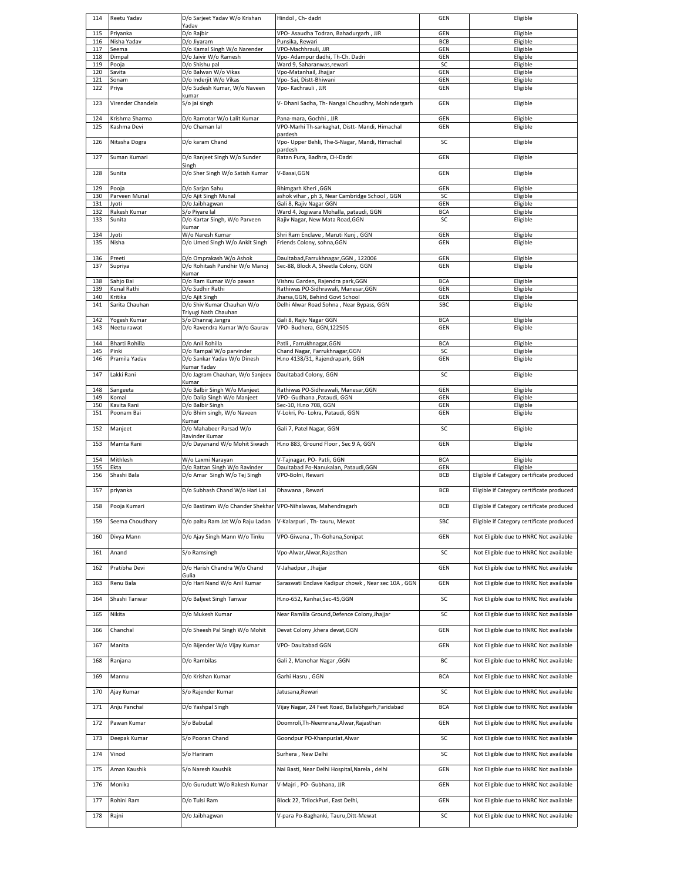| 114 | Reetu Yadav | D/o Sarjeet Yadav W/o Krishan Yadav | Hindol , Ch- dadri | GEN | Eligible |
|---|---|---|---|---|---|
| 115 | Priyanka | D/o Rajbir | VPO- Asaudha Todran, Bahadurgarh , JJR | GEN | Eligible |
| 116 | Nisha Yadav | D/o Jiyaram | Punsika, Rewari | BCB | Eligible |
| 117 | Seema | D/o Kamal Singh W/o Narender | VPO-Machhrauli, JJR | GEN | Eligible |
| 118 | Dimpal | D/o Jaivir W/o Ramesh | Vpo- Adampur dadhi, Th-Ch. Dadri | GEN | Eligible |
| 119 | Pooja | D/o Shishu pal | Ward 9, Saharanwas,rewari | SC | Eligible |
| 120 | Savita | D/o Balwan W/o Vikas | Vpo-Matanhail, Jhajjar | GEN | Eligible |
| 121 | Sonam | D/o Inderjit W/o Vikas | Vpo- Sai, Distt-Bhiwani | GEN | Eligible |
| 122 | Priya | D/o Sudesh Kumar, W/o Naveen kumar | Vpo- Kachrauli , JJR | GEN | Eligible |
| 123 | Virender Chandela | S/o jai singh | V- Dhani Sadha, Th- Nangal Choudhry, Mohindergarh | GEN | Eligible |
| 124 | Krishma Sharma | D/o Ramotar W/o Lalit Kumar | Pana-mara, Gochhi , JJR | GEN | Eligible |
| 125 | Kashma Devi | D/o Chaman lal | VPO-Marhi Th-sarkaghat, Distt- Mandi, Himachal pardesh | GEN | Eligible |
| 126 | Nitasha Dogra | D/o karam Chand | Vpo- Upper Behli, The-S-Nagar, Mandi, Himachal pardesh | SC | Eligible |
| 127 | Suman Kumari | D/o Ranjeet Singh W/o Sunder Singh | Ratan Pura, Badhra, CH-Dadri | GEN | Eligible |
| 128 | Sunita | D/o Sher Singh W/o Satish Kumar | V-Basai,GGN | GEN | Eligible |
| 129 | Pooja | D/o Sarjan Sahu | Bhimgarh Kheri ,GGN | GEN | Eligible |
| 130 | Parveen Munal | D/o Ajit Singh Munal | ashok vihar , ph 3, Near Cambridge School , GGN | SC | Eligible |
| 131 | Jyoti | D/o Jaibhagwan | Gali 8, Rajiv Nagar GGN | GEN | Eligible |
| 132 | Rakesh Kumar | S/o Piyare lal | Ward 4, Jogiwara Mohalla, pataudi, GGN | BCA | Eligible |
| 133 | Sunita | D/o Kartar Singh, W/o Parveen Kumar | Rajiv Nagar, New Mata Road,GGN | SC | Eligible |
| 134 | Jyoti | W/o Naresh Kumar | Shri Ram Enclave , Maruti Kunj , GGN | GEN | Eligible |
| 135 | Nisha | D/o Umed Singh W/o Ankit Singh | Friends Colony, sohna,GGN | GEN | Eligible |
| 136 | Preeti | D/o Omprakash W/o Ashok | Daultabad,Farrukhnagar,GGN , 122006 | GEN | Eligible |
| 137 | Supriya | D/o Rohitash Pundhir W/o Manoj Kumar | Sec-88, Block A, Sheetla Colony, GGN | GEN | Eligible |
| 138 | Sahjo Bai | D/o Ram Kumar W/o pawan | Vishnu Garden, Rajendra park,GGN | BCA | Eligible |
| 139 | Kunal Rathi | D/o Sudhir Rathi | Rathiwas PO-Sidhrawali, Manesar,GGN | GEN | Eligible |
| 140 | Kritika | D/o Ajit Singh | Jharsa,GGN, Behind Govt School | GEN | Eligible |
| 141 | Sarita Chauhan | D/o Shiv Kumar Chauhan W/o Triyugi Nath Chauhan | Delhi Alwar Road Sohna , Near Bypass, GGN | SBC | Eligible |
| 142 | Yogesh Kumar | S/o Dhanraj Jangra | Gali 8, Rajiv Nagar GGN | BCA | Eligible |
| 143 | Neetu rawat | D/o Ravendra Kumar W/o Gaurav | VPO- Budhera, GGN,122505 | GEN | Eligible |
| 144 | Bharti Rohilla | D/o Anil Rohilla | Patli , Farrukhnagar,GGN | BCA | Eligible |
| 145 | Pinki | D/o Rampal W/o parvinder | Chand Nagar, Farrukhnagar,GGN | SC | Eligible |
| 146 | Pramila Yadav | D/o Sankar Yadav W/o Dinesh Kumar Yadav | H.no 4138/31, Rajendrapark, GGN | GEN | Eligible |
| 147 | Lakki Rani | D/o Jagram Chauhan, W/o Sanjeev Kumar | Daultabad Colony, GGN | SC | Eligible |
| 148 | Sangeeta | D/o Balbir Singh W/o Manjeet | Rathiwas PO-Sidhrawali, Manesar,GGN | GEN | Eligible |
| 149 | Komal | D/o Dalip Singh W/o Manjeet | VPO- Gudhana ,Pataudi, GGN | GEN | Eligible |
| 150 | Kavita Rani | D/o Balbir Singh | Sec-10, H.no 708, GGN | GEN | Eligible |
| 151 | Poonam Bai | D/o Bhim singh, W/o Naveen Kumar | V-Lokri, Po- Lokra, Pataudi, GGN | GEN | Eligible |
| 152 | Manjeet | D/o Mahabeer Parsad W/o Ravinder Kumar | Gali 7, Patel Nagar, GGN | SC | Eligible |
| 153 | Mamta Rani | D/o Dayanand W/o Mohit Siwach | H.no 883, Ground Floor , Sec 9 A, GGN | GEN | Eligible |
| 154 | Mithlesh | W/o Laxmi Narayan | V-Tajnagar, PO- Patli, GGN | BCA | Eligible |
| 155 | Ekta | D/o Rattan Singh W/o Ravinder | Daultabad Po-Nanukalan, Pataudi,GGN | GEN | Eligible |
| 156 | Shashi Bala | D/o Amar Singh W/o Tej Singh | VPO-Bolni, Rewari | BCB | Eligible if Category certificate produced |
| 157 | priyanka | D/o Subhash Chand W/o Hari Lal | Dhawana , Rewari | BCB | Eligible if Category certificate produced |
| 158 | Pooja Kumari | D/o Bastiram W/o Chander Shekhar | VPO-Nihalawas, Mahendragarh | BCB | Eligible if Category certificate produced |
| 159 | Seema Choudhary | D/o paltu Ram Jat W/o Raju Ladan | V-Kalarpuri , Th- tauru, Mewat | SBC | Eligible if Category certificate produced |
| 160 | Divya Mann | D/o Ajay Singh Mann W/o Tinku | VPO-Giwana , Th-Gohana,Sonipat | GEN | Not Eligible due to HNRC Not available |
| 161 | Anand | S/o Ramsingh | Vpo-Alwar,Alwar,Rajasthan | SC | Not Eligible due to HNRC Not available |
| 162 | Pratibha Devi | D/o Harish Chandra W/o Chand Gulia | V-Jahadpur , Jhajjar | GEN | Not Eligible due to HNRC Not available |
| 163 | Renu Bala | D/o Hari Nand W/o Anil Kumar | Saraswati Enclave Kadipur chowk , Near sec 10A , GGN | GEN | Not Eligible due to HNRC Not available |
| 164 | Shashi Tanwar | D/o Baljeet Singh Tanwar | H.no-652, Kanhai,Sec-45,GGN | SC | Not Eligible due to HNRC Not available |
| 165 | Nikita | D/o Mukesh Kumar | Near Ramlila Ground,Defence Colony,Jhajjar | SC | Not Eligible due to HNRC Not available |
| 166 | Chanchal | D/o Sheesh Pal Singh W/o Mohit | Devat Colony ,khera devat,GGN | GEN | Not Eligible due to HNRC Not available |
| 167 | Manita | D/o Bijender W/o Vijay Kumar | VPO- Daultabad GGN | GEN | Not Eligible due to HNRC Not available |
| 168 | Ranjana | D/o Rambilas | Gali 2, Manohar Nagar ,GGN | BC | Not Eligible due to HNRC Not available |
| 169 | Mannu | D/o Krishan Kumar | Garhi Hasru , GGN | BCA | Not Eligible due to HNRC Not available |
| 170 | Ajay Kumar | S/o Rajender Kumar | Jatusana,Rewari | SC | Not Eligible due to HNRC Not available |
| 171 | Anju Panchal | D/o Yashpal Singh | Vijay Nagar, 24 Feet Road, Ballabhgarh,Faridabad | BCA | Not Eligible due to HNRC Not available |
| 172 | Pawan Kumar | S/o BabuLal | Doomroli,Th-Neemrana,Alwar,Rajasthan | GEN | Not Eligible due to HNRC Not available |
| 173 | Deepak Kumar | S/o Pooran Chand | Goondpur PO-KhanpurJat,Alwar | SC | Not Eligible due to HNRC Not available |
| 174 | Vinod | S/o Hariram | Surhera , New Delhi | SC | Not Eligible due to HNRC Not available |
| 175 | Aman Kaushik | S/o Naresh Kaushik | Nai Basti, Near Delhi Hospital,Narela , delhi | GEN | Not Eligible due to HNRC Not available |
| 176 | Monika | D/o Gurudutt W/o Rakesh Kumar | V-Majri , PO- Gubhana, JJR | GEN | Not Eligible due to HNRC Not available |
| 177 | Rohini Ram | D/o Tulsi Ram | Block 22, TrilockPuri, East Delhi, | GEN | Not Eligible due to HNRC Not available |
| 178 | Rajni | D/o Jaibhagwan | V-para Po-Baghanki, Tauru,Ditt-Mewat | SC | Not Eligible due to HNRC Not available |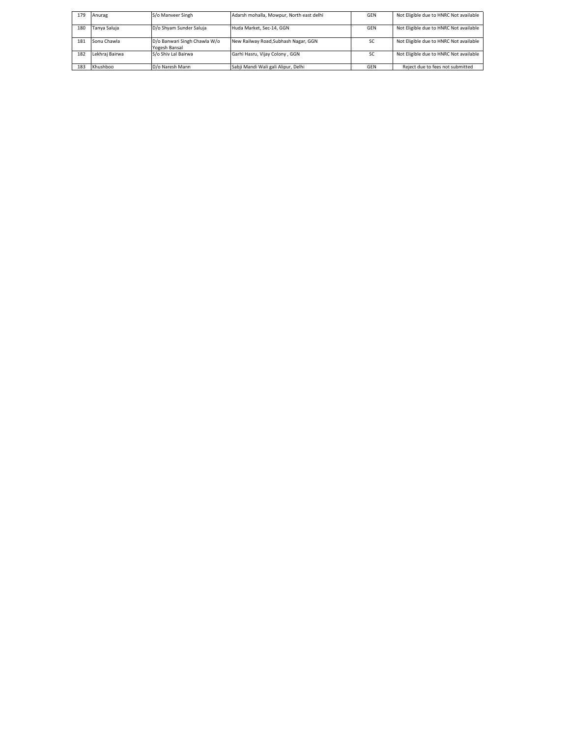| | | | | | |
|---|---|---|---|---|---|
| 179 | Anurag | S/o Manveer Singh | Adarsh mohalla, Mowpur, North east delhi | GEN | Not Eligible due to HNRC Not available |
| 180 | Tanya Saluja | D/o Shyam Sunder Saluja | Huda Market, Sec-14, GGN | GEN | Not Eligible due to HNRC Not available |
| 181 | Sonu Chawla | D/o Banwari Singh Chawla W/o Yogesh Bansal | New Railway Road,Subhash Nagar, GGN | SC | Not Eligible due to HNRC Not available |
| 182 | Lekhraj Bairwa | S/o Shiv Lal Bairwa | Garhi Hasru, Vijay Colony , GGN | SC | Not Eligible due to HNRC Not available |
| 183 | Khushboo | D/o Naresh Mann | Sabji Mandi Wali gali Alipur, Delhi | GEN | Reject due to fees not submitted |